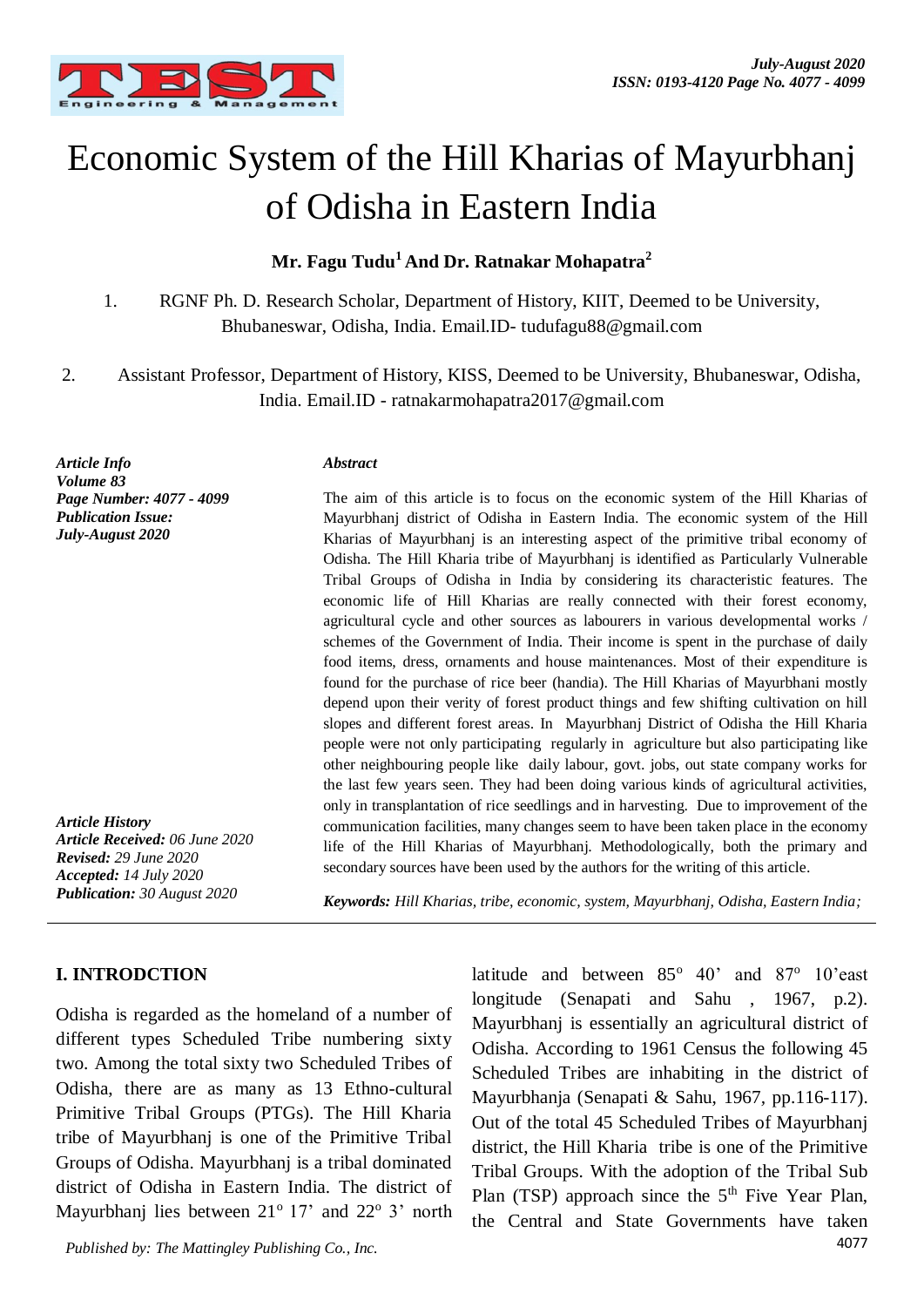# Economic System of the Hill Kharias of Mayurbhanj of Odisha in Eastern India

**Mr. Fagu Tudu[1] And Dr. Ratnakar Mohapatra[2]**

1. RGNF Ph. D. Research Scholar, Department of History, KIIT, Deemed to be University, Bhubaneswar, Odisha, India. Email.ID- tudufagu88@gmail.com

2. Assistant Professor, Department of History, KISS, Deemed to be University, Bhubaneswar, Odisha, India. Email.ID - ratnakarmohapatra2017@gmail.com

*Article Info*
*Volume 83*
*Page Number: 4077 - 4099*
*Publication Issue:*
*July-August 2020*

*Article History*
***Article Received:*** *06 June 2020*
***Revised:*** *29 June 2020*
***Accepted:*** *14 July 2020*
***Publication:*** *30 August 2020*

***Abstract***

The aim of this article is to focus on the economic system of the Hill Kharias of Mayurbhanj district of Odisha in Eastern India. The economic system of the Hill Kharias of Mayurbhanj is an interesting aspect of the primitive tribal economy of Odisha. The Hill Kharia tribe of Mayurbhanj is identified as Particularly Vulnerable Tribal Groups of Odisha in India by considering its characteristic features. The economic life of Hill Kharias are really connected with their forest economy, agricultural cycle and other sources as labourers in various developmental works / schemes of the Government of India. Their income is spent in the purchase of daily food items, dress, ornaments and house maintenances. Most of their expenditure is found for the purchase of rice beer (handia). The Hill Kharias of Mayurbhani mostly depend upon their verity of forest product things and few shifting cultivation on hill slopes and different forest areas. In Mayurbhanj District of Odisha the Hill Kharia people were not only participating regularly in agriculture but also participating like other neighbouring people like daily labour, govt. jobs, out state company works for the last few years seen. They had been doing various kinds of agricultural activities, only in transplantation of rice seedlings and in harvesting. Due to improvement of the communication facilities, many changes seem to have been taken place in the economy life of the Hill Kharias of Mayurbhanj. Methodologically, both the primary and secondary sources have been used by the authors for the writing of this article.

***Keywords:*** *Hill Kharias, tribe, economic, system, Mayurbhanj, Odisha, Eastern India;*

## I. INTRODCTION

Odisha is regarded as the homeland of a number of different types Scheduled Tribe numbering sixty two. Among the total sixty two Scheduled Tribes of Odisha, there are as many as 13 Ethno-cultural Primitive Tribal Groups (PTGs). The Hill Kharia tribe of Mayurbhanj is one of the Primitive Tribal Groups of Odisha. Mayurbhanj is a tribal dominated district of Odisha in Eastern India. The district of Mayurbhanj lies between 21° 17' and 22° 3' north latitude and between 85° 40' and 87° 10'east longitude (Senapati and Sahu , 1967, p.2). Mayurbhanj is essentially an agricultural district of Odisha. According to 1961 Census the following 45 Scheduled Tribes are inhabiting in the district of Mayurbhanja (Senapati & Sahu, 1967, pp.116-117). Out of the total 45 Scheduled Tribes of Mayurbhanj district, the Hill Kharia tribe is one of the Primitive Tribal Groups. With the adoption of the Tribal Sub Plan (TSP) approach since the 5th Five Year Plan, the Central and State Governments have taken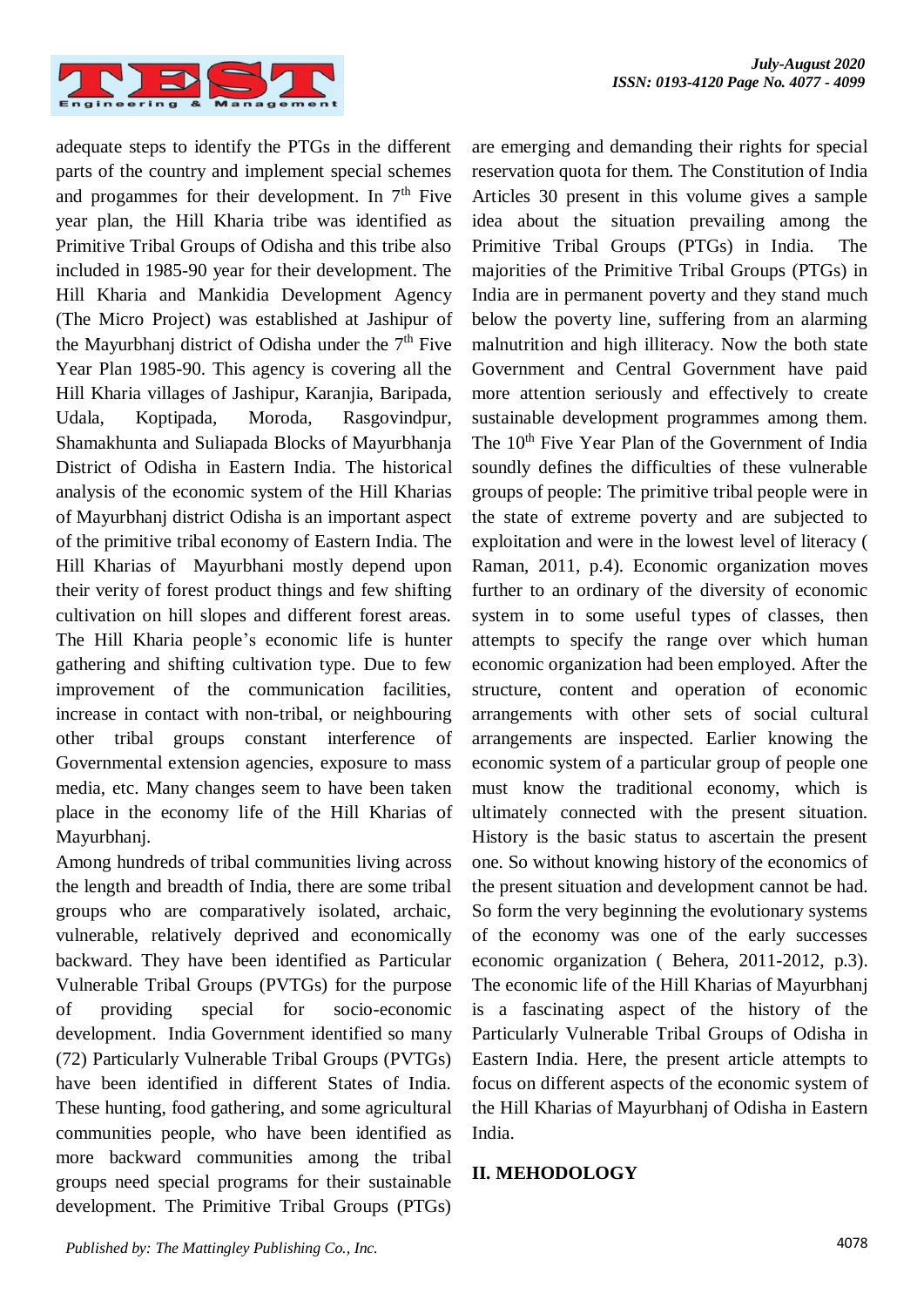adequate steps to identify the PTGs in the different parts of the country and implement special schemes and progammes for their development. In 7th Five year plan, the Hill Kharia tribe was identified as Primitive Tribal Groups of Odisha and this tribe also included in 1985-90 year for their development. The Hill Kharia and Mankidia Development Agency (The Micro Project) was established at Jashipur of the Mayurbhanj district of Odisha under the 7th Five Year Plan 1985-90. This agency is covering all the Hill Kharia villages of Jashipur, Karanjia, Baripada, Udala, Koptipada, Moroda, Rasgovindpur, Shamakhunta and Suliapada Blocks of Mayurbhanja District of Odisha in Eastern India. The historical analysis of the economic system of the Hill Kharias of Mayurbhanj district Odisha is an important aspect of the primitive tribal economy of Eastern India. The Hill Kharias of Mayurbhani mostly depend upon their verity of forest product things and few shifting cultivation on hill slopes and different forest areas. The Hill Kharia people's economic life is hunter gathering and shifting cultivation type. Due to few improvement of the communication facilities, increase in contact with non-tribal, or neighbouring other tribal groups constant interference of Governmental extension agencies, exposure to mass media, etc. Many changes seem to have been taken place in the economy life of the Hill Kharias of Mayurbhanj.

Among hundreds of tribal communities living across the length and breadth of India, there are some tribal groups who are comparatively isolated, archaic, vulnerable, relatively deprived and economically backward. They have been identified as Particular Vulnerable Tribal Groups (PVTGs) for the purpose of providing special for socio-economic development. India Government identified so many (72) Particularly Vulnerable Tribal Groups (PVTGs) have been identified in different States of India. These hunting, food gathering, and some agricultural communities people, who have been identified as more backward communities among the tribal groups need special programs for their sustainable development. The Primitive Tribal Groups (PTGs) are emerging and demanding their rights for special reservation quota for them. The Constitution of India Articles 30 present in this volume gives a sample idea about the situation prevailing among the Primitive Tribal Groups (PTGs) in India. The majorities of the Primitive Tribal Groups (PTGs) in India are in permanent poverty and they stand much below the poverty line, suffering from an alarming malnutrition and high illiteracy. Now the both state Government and Central Government have paid more attention seriously and effectively to create sustainable development programmes among them. The 10th Five Year Plan of the Government of India soundly defines the difficulties of these vulnerable groups of people: The primitive tribal people were in the state of extreme poverty and are subjected to exploitation and were in the lowest level of literacy ( Raman, 2011, p.4). Economic organization moves further to an ordinary of the diversity of economic system in to some useful types of classes, then attempts to specify the range over which human economic organization had been employed. After the structure, content and operation of economic arrangements with other sets of social cultural arrangements are inspected. Earlier knowing the economic system of a particular group of people one must know the traditional economy, which is ultimately connected with the present situation. History is the basic status to ascertain the present one. So without knowing history of the economics of the present situation and development cannot be had. So form the very beginning the evolutionary systems of the economy was one of the early successes economic organization ( Behera, 2011-2012, p.3). The economic life of the Hill Kharias of Mayurbhanj is a fascinating aspect of the history of the Particularly Vulnerable Tribal Groups of Odisha in Eastern India. Here, the present article attempts to focus on different aspects of the economic system of the Hill Kharias of Mayurbhanj of Odisha in Eastern India.

## II. MEHODOLOGY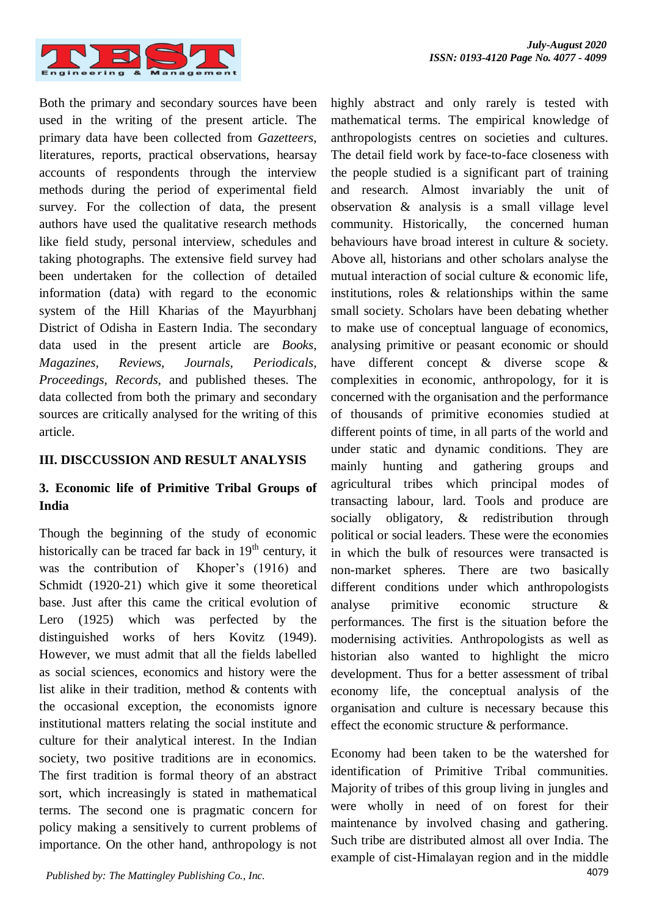Both the primary and secondary sources have been used in the writing of the present article. The primary data have been collected from *Gazetteers*, literatures, reports, practical observations, hearsay accounts of respondents through the interview methods during the period of experimental field survey. For the collection of data, the present authors have used the qualitative research methods like field study, personal interview, schedules and taking photographs. The extensive field survey had been undertaken for the collection of detailed information (data) with regard to the economic system of the Hill Kharias of the Mayurbhanj District of Odisha in Eastern India. The secondary data used in the present article are *Books*, *Magazines*, *Reviews*, *Journals*, *Periodicals*, *Proceedings*, *Records*, and published theses. The data collected from both the primary and secondary sources are critically analysed for the writing of this article.

## III. DISCCUSSION AND RESULT ANALYSIS

### 3. Economic life of Primitive Tribal Groups of India

Though the beginning of the study of economic historically can be traced far back in 19th century, it was the contribution of Khoper's (1916) and Schmidt (1920-21) which give it some theoretical base. Just after this came the critical evolution of Lero (1925) which was perfected by the distinguished works of hers Kovitz (1949). However, we must admit that all the fields labelled as social sciences, economics and history were the list alike in their tradition, method & contents with the occasional exception, the economists ignore institutional matters relating the social institute and culture for their analytical interest. In the Indian society, two positive traditions are in economics. The first tradition is formal theory of an abstract sort, which increasingly is stated in mathematical terms. The second one is pragmatic concern for policy making a sensitively to current problems of importance. On the other hand, anthropology is not highly abstract and only rarely is tested with mathematical terms. The empirical knowledge of anthropologists centres on societies and cultures. The detail field work by face-to-face closeness with the people studied is a significant part of training and research. Almost invariably the unit of observation & analysis is a small village level community. Historically, the concerned human behaviours have broad interest in culture & society. Above all, historians and other scholars analyse the mutual interaction of social culture & economic life, institutions, roles & relationships within the same small society. Scholars have been debating whether to make use of conceptual language of economics, analysing primitive or peasant economic or should have different concept & diverse scope & complexities in economic, anthropology, for it is concerned with the organisation and the performance of thousands of primitive economies studied at different points of time, in all parts of the world and under static and dynamic conditions. They are mainly hunting and gathering groups and agricultural tribes which principal modes of transacting labour, lard. Tools and produce are socially obligatory, & redistribution through political or social leaders. These were the economies in which the bulk of resources were transacted is non-market spheres. There are two basically different conditions under which anthropologists analyse primitive economic structure & performances. The first is the situation before the modernising activities. Anthropologists as well as historian also wanted to highlight the micro development. Thus for a better assessment of tribal economy life, the conceptual analysis of the organisation and culture is necessary because this effect the economic structure & performance.

Economy had been taken to be the watershed for identification of Primitive Tribal communities. Majority of tribes of this group living in jungles and were wholly in need of on forest for their maintenance by involved chasing and gathering. Such tribe are distributed almost all over India. The example of cist-Himalayan region and in the middle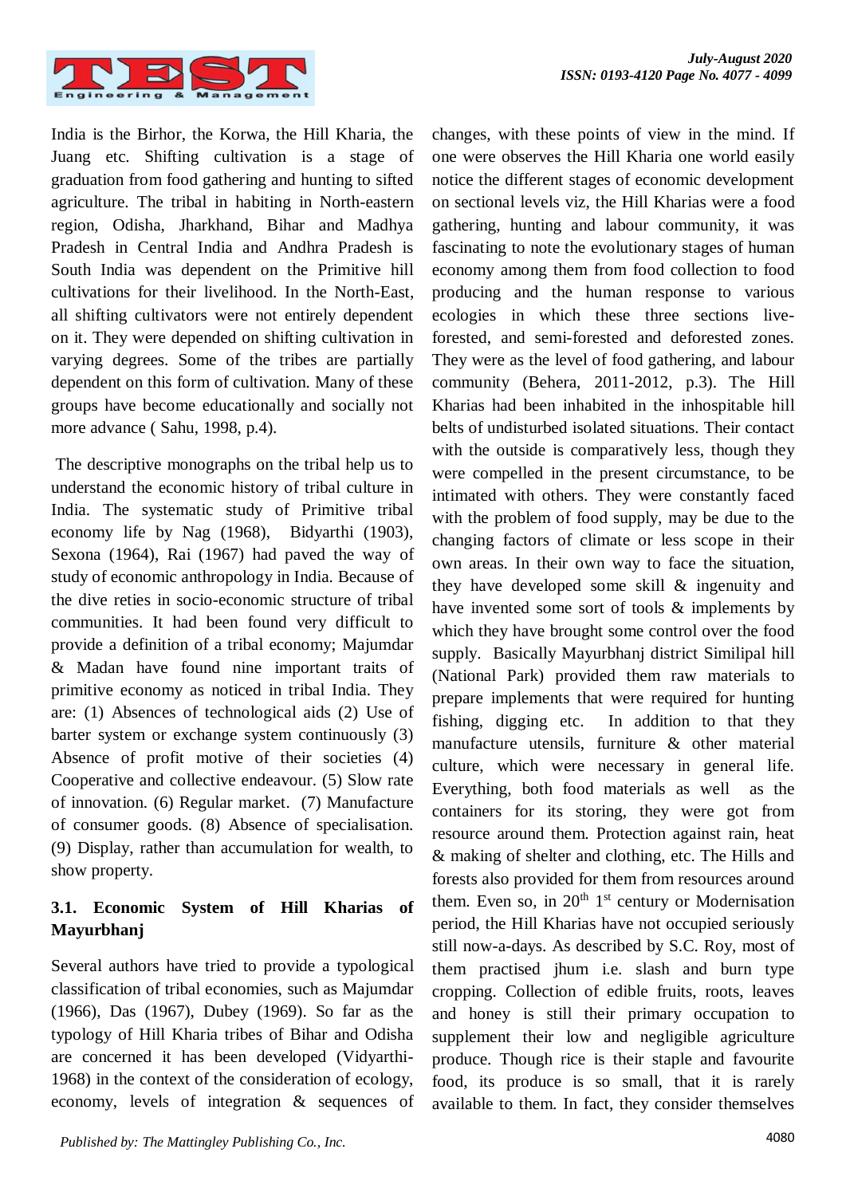India is the Birhor, the Korwa, the Hill Kharia, the Juang etc. Shifting cultivation is a stage of graduation from food gathering and hunting to sifted agriculture. The tribal in habiting in North-eastern region, Odisha, Jharkhand, Bihar and Madhya Pradesh in Central India and Andhra Pradesh is South India was dependent on the Primitive hill cultivations for their livelihood. In the North-East, all shifting cultivators were not entirely dependent on it. They were depended on shifting cultivation in varying degrees. Some of the tribes are partially dependent on this form of cultivation. Many of these groups have become educationally and socially not more advance ( Sahu, 1998, p.4).

The descriptive monographs on the tribal help us to understand the economic history of tribal culture in India. The systematic study of Primitive tribal economy life by Nag (1968), Bidyarthi (1903), Sexona (1964), Rai (1967) had paved the way of study of economic anthropology in India. Because of the dive reties in socio-economic structure of tribal communities. It had been found very difficult to provide a definition of a tribal economy; Majumdar & Madan have found nine important traits of primitive economy as noticed in tribal India. They are: (1) Absences of technological aids (2) Use of barter system or exchange system continuously (3) Absence of profit motive of their societies (4) Cooperative and collective endeavour. (5) Slow rate of innovation. (6) Regular market. (7) Manufacture of consumer goods. (8) Absence of specialisation. (9) Display, rather than accumulation for wealth, to show property.

### 3.1. Economic System of Hill Kharias of Mayurbhanj

Several authors have tried to provide a typological classification of tribal economies, such as Majumdar (1966), Das (1967), Dubey (1969). So far as the typology of Hill Kharia tribes of Bihar and Odisha are concerned it has been developed (Vidyarthi-1968) in the context of the consideration of ecology, economy, levels of integration & sequences of changes, with these points of view in the mind. If one were observes the Hill Kharia one world easily notice the different stages of economic development on sectional levels viz, the Hill Kharias were a food gathering, hunting and labour community, it was fascinating to note the evolutionary stages of human economy among them from food collection to food producing and the human response to various ecologies in which these three sections live-forested, and semi-forested and deforested zones. They were as the level of food gathering, and labour community (Behera, 2011-2012, p.3). The Hill Kharias had been inhabited in the inhospitable hill belts of undisturbed isolated situations. Their contact with the outside is comparatively less, though they were compelled in the present circumstance, to be intimated with others. They were constantly faced with the problem of food supply, may be due to the changing factors of climate or less scope in their own areas. In their own way to face the situation, they have developed some skill & ingenuity and have invented some sort of tools & implements by which they have brought some control over the food supply. Basically Mayurbhanj district Similipal hill (National Park) provided them raw materials to prepare implements that were required for hunting fishing, digging etc. In addition to that they manufacture utensils, furniture & other material culture, which were necessary in general life. Everything, both food materials as well as the containers for its storing, they were got from resource around them. Protection against rain, heat & making of shelter and clothing, etc. The Hills and forests also provided for them from resources around them. Even so, in 20th 1st century or Modernisation period, the Hill Kharias have not occupied seriously still now-a-days. As described by S.C. Roy, most of them practised jhum i.e. slash and burn type cropping. Collection of edible fruits, roots, leaves and honey is still their primary occupation to supplement their low and negligible agriculture produce. Though rice is their staple and favourite food, its produce is so small, that it is rarely available to them. In fact, they consider themselves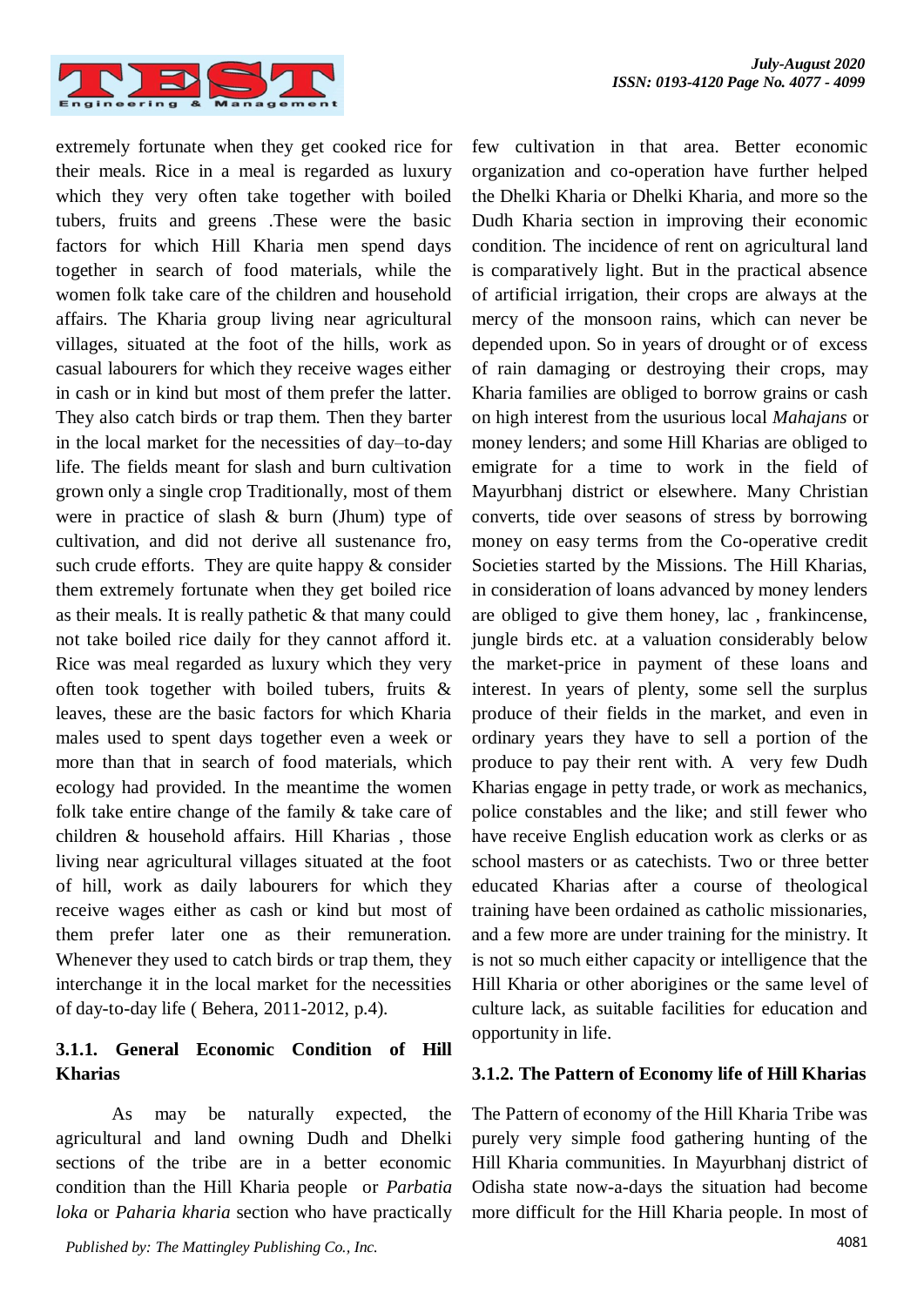extremely fortunate when they get cooked rice for their meals. Rice in a meal is regarded as luxury which they very often take together with boiled tubers, fruits and greens .These were the basic factors for which Hill Kharia men spend days together in search of food materials, while the women folk take care of the children and household affairs. The Kharia group living near agricultural villages, situated at the foot of the hills, work as casual labourers for which they receive wages either in cash or in kind but most of them prefer the latter. They also catch birds or trap them. Then they barter in the local market for the necessities of day–to-day life. The fields meant for slash and burn cultivation grown only a single crop Traditionally, most of them were in practice of slash & burn (Jhum) type of cultivation, and did not derive all sustenance fro, such crude efforts. They are quite happy & consider them extremely fortunate when they get boiled rice as their meals. It is really pathetic & that many could not take boiled rice daily for they cannot afford it. Rice was meal regarded as luxury which they very often took together with boiled tubers, fruits & leaves, these are the basic factors for which Kharia males used to spent days together even a week or more than that in search of food materials, which ecology had provided. In the meantime the women folk take entire change of the family & take care of children & household affairs. Hill Kharias , those living near agricultural villages situated at the foot of hill, work as daily labourers for which they receive wages either as cash or kind but most of them prefer later one as their remuneration. Whenever they used to catch birds or trap them, they interchange it in the local market for the necessities of day-to-day life ( Behera, 2011-2012, p.4).

### 3.1.1. General Economic Condition of Hill Kharias

As may be naturally expected, the agricultural and land owning Dudh and Dhelki sections of the tribe are in a better economic condition than the Hill Kharia people or *Parbatia loka* or *Paharia kharia* section who have practically few cultivation in that area. Better economic organization and co-operation have further helped the Dhelki Kharia or Dhelki Kharia, and more so the Dudh Kharia section in improving their economic condition. The incidence of rent on agricultural land is comparatively light. But in the practical absence of artificial irrigation, their crops are always at the mercy of the monsoon rains, which can never be depended upon. So in years of drought or of excess of rain damaging or destroying their crops, may Kharia families are obliged to borrow grains or cash on high interest from the usurious local *Mahajans* or money lenders; and some Hill Kharias are obliged to emigrate for a time to work in the field of Mayurbhanj district or elsewhere. Many Christian converts, tide over seasons of stress by borrowing money on easy terms from the Co-operative credit Societies started by the Missions. The Hill Kharias, in consideration of loans advanced by money lenders are obliged to give them honey, lac , frankincense, jungle birds etc. at a valuation considerably below the market-price in payment of these loans and interest. In years of plenty, some sell the surplus produce of their fields in the market, and even in ordinary years they have to sell a portion of the produce to pay their rent with. A very few Dudh Kharias engage in petty trade, or work as mechanics, police constables and the like; and still fewer who have receive English education work as clerks or as school masters or as catechists. Two or three better educated Kharias after a course of theological training have been ordained as catholic missionaries, and a few more are under training for the ministry. It is not so much either capacity or intelligence that the Hill Kharia or other aborigines or the same level of culture lack, as suitable facilities for education and opportunity in life.

### 3.1.2. The Pattern of Economy life of Hill Kharias

The Pattern of economy of the Hill Kharia Tribe was purely very simple food gathering hunting of the Hill Kharia communities. In Mayurbhanj district of Odisha state now-a-days the situation had become more difficult for the Hill Kharia people. In most of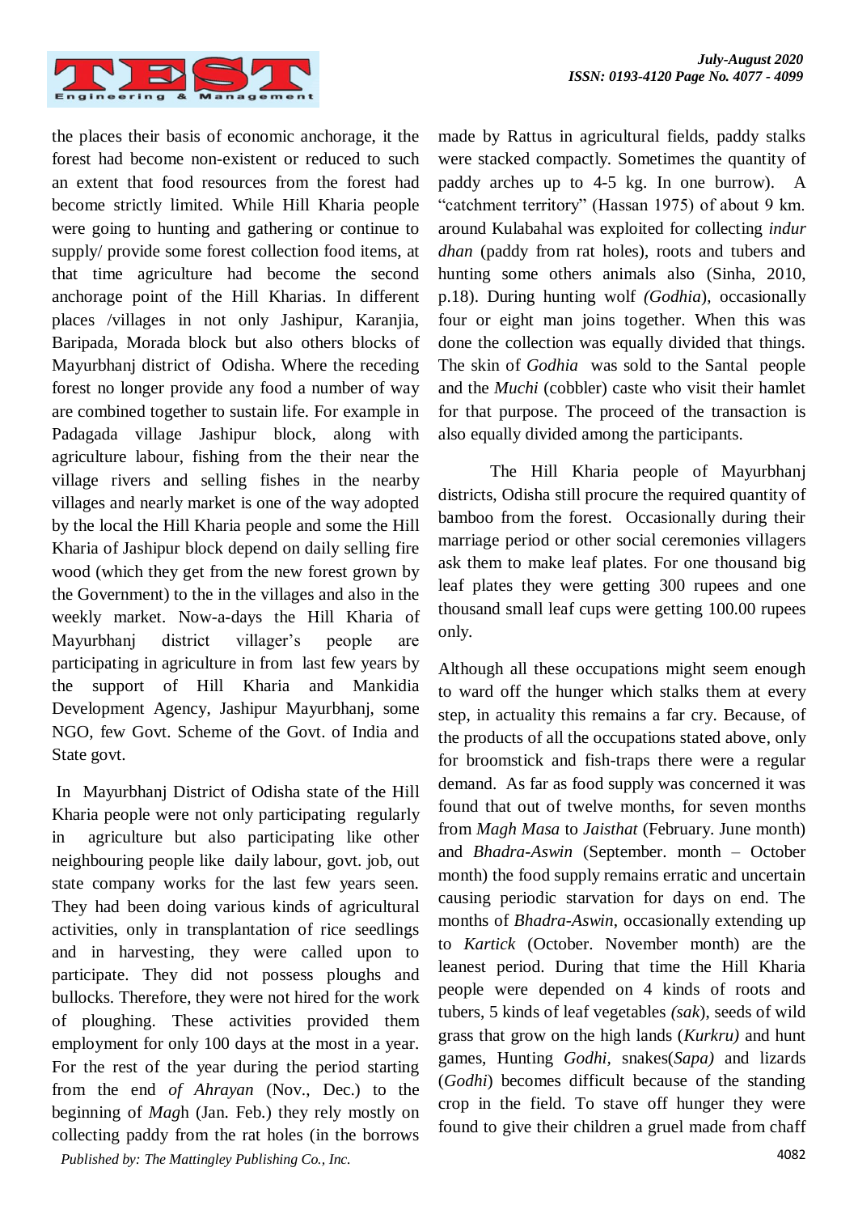the places their basis of economic anchorage, it the forest had become non-existent or reduced to such an extent that food resources from the forest had become strictly limited. While Hill Kharia people were going to hunting and gathering or continue to supply/ provide some forest collection food items, at that time agriculture had become the second anchorage point of the Hill Kharias. In different places /villages in not only Jashipur, Karanjia, Baripada, Morada block but also others blocks of Mayurbhanj district of Odisha. Where the receding forest no longer provide any food a number of way are combined together to sustain life. For example in Padagada village Jashipur block, along with agriculture labour, fishing from the their near the village rivers and selling fishes in the nearby villages and nearly market is one of the way adopted by the local the Hill Kharia people and some the Hill Kharia of Jashipur block depend on daily selling fire wood (which they get from the new forest grown by the Government) to the in the villages and also in the weekly market. Now-a-days the Hill Kharia of Mayurbhanj district villager's people are participating in agriculture in from last few years by the support of Hill Kharia and Mankidia Development Agency, Jashipur Mayurbhanj, some NGO, few Govt. Scheme of the Govt. of India and State govt.

In Mayurbhanj District of Odisha state of the Hill Kharia people were not only participating regularly in agriculture but also participating like other neighbouring people like daily labour, govt. job, out state company works for the last few years seen. They had been doing various kinds of agricultural activities, only in transplantation of rice seedlings and in harvesting, they were called upon to participate. They did not possess ploughs and bullocks. Therefore, they were not hired for the work of ploughing. These activities provided them employment for only 100 days at the most in a year. For the rest of the year during the period starting from the end *of Ahrayan* (Nov., Dec.) to the beginning of *Magh* (Jan. Feb.) they rely mostly on collecting paddy from the rat holes (in the borrows made by Rattus in agricultural fields, paddy stalks were stacked compactly. Sometimes the quantity of paddy arches up to 4-5 kg. In one burrow). A "catchment territory" (Hassan 1975) of about 9 km. around Kulabahal was exploited for collecting *indur dhan* (paddy from rat holes), roots and tubers and hunting some others animals also (Sinha, 2010, p.18). During hunting wolf *(Godhia*), occasionally four or eight man joins together. When this was done the collection was equally divided that things. The skin of *Godhia* was sold to the Santal people and the *Muchi* (cobbler) caste who visit their hamlet for that purpose. The proceed of the transaction is also equally divided among the participants.

The Hill Kharia people of Mayurbhanj districts, Odisha still procure the required quantity of bamboo from the forest. Occasionally during their marriage period or other social ceremonies villagers ask them to make leaf plates. For one thousand big leaf plates they were getting 300 rupees and one thousand small leaf cups were getting 100.00 rupees only.

Although all these occupations might seem enough to ward off the hunger which stalks them at every step, in actuality this remains a far cry. Because, of the products of all the occupations stated above, only for broomstick and fish-traps there were a regular demand. As far as food supply was concerned it was found that out of twelve months, for seven months from *Magh Masa* to *Jaisthat* (February. June month) and *Bhadra-Aswin* (September. month – October month) the food supply remains erratic and uncertain causing periodic starvation for days on end. The months of *Bhadra-Aswin*, occasionally extending up to *Kartick* (October. November month) are the leanest period. During that time the Hill Kharia people were depended on 4 kinds of roots and tubers, 5 kinds of leaf vegetables *(sak*), seeds of wild grass that grow on the high lands (*Kurkru)* and hunt games, Hunting *Godhi*, snakes(*Sapa)* and lizards (*Godhi*) becomes difficult because of the standing crop in the field. To stave off hunger they were found to give their children a gruel made from chaff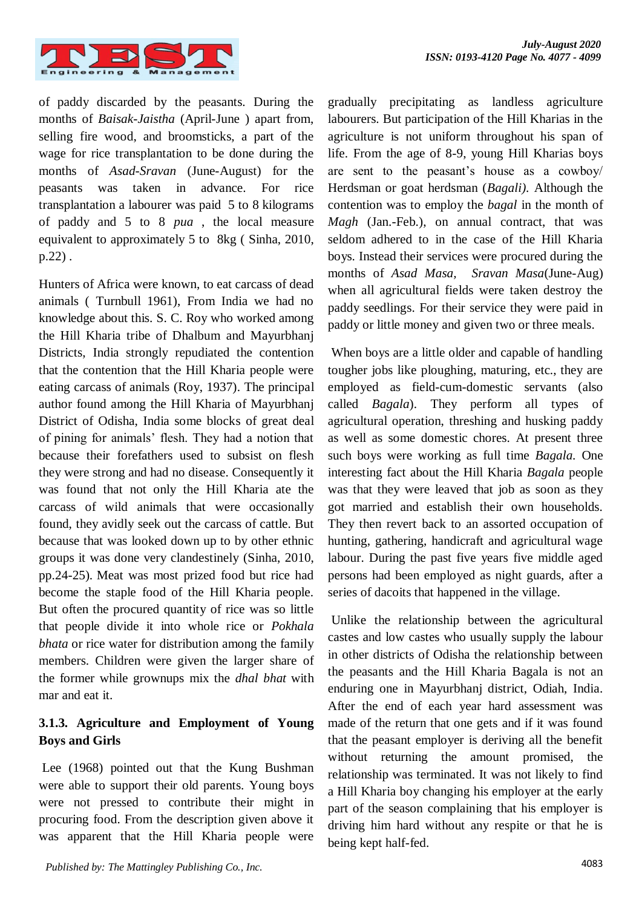of paddy discarded by the peasants. During the months of *Baisak-Jaistha* (April-June ) apart from, selling fire wood, and broomsticks, a part of the wage for rice transplantation to be done during the months of *Asad-Sravan* (June-August) for the peasants was taken in advance. For rice transplantation a labourer was paid 5 to 8 kilograms of paddy and 5 to 8 *pua* , the local measure equivalent to approximately 5 to 8kg ( Sinha, 2010, p.22) .

Hunters of Africa were known, to eat carcass of dead animals ( Turnbull 1961), From India we had no knowledge about this. S. C. Roy who worked among the Hill Kharia tribe of Dhalbum and Mayurbhanj Districts, India strongly repudiated the contention that the contention that the Hill Kharia people were eating carcass of animals (Roy, 1937). The principal author found among the Hill Kharia of Mayurbhanj District of Odisha, India some blocks of great deal of pining for animals' flesh. They had a notion that because their forefathers used to subsist on flesh they were strong and had no disease. Consequently it was found that not only the Hill Kharia ate the carcass of wild animals that were occasionally found, they avidly seek out the carcass of cattle. But because that was looked down up to by other ethnic groups it was done very clandestinely (Sinha, 2010, pp.24-25). Meat was most prized food but rice had become the staple food of the Hill Kharia people. But often the procured quantity of rice was so little that people divide it into whole rice or *Pokhala bhata* or rice water for distribution among the family members. Children were given the larger share of the former while grownups mix the *dhal bhat* with mar and eat it.

### 3.1.3. Agriculture and Employment of Young Boys and Girls

Lee (1968) pointed out that the Kung Bushman were able to support their old parents. Young boys were not pressed to contribute their might in procuring food. From the description given above it was apparent that the Hill Kharia people were gradually precipitating as landless agriculture labourers. But participation of the Hill Kharias in the agriculture is not uniform throughout his span of life. From the age of 8-9, young Hill Kharias boys are sent to the peasant's house as a cowboy/ Herdsman or goat herdsman (*Bagali)*. Although the contention was to employ the *bagal* in the month of *Magh* (Jan.-Feb.), on annual contract, that was seldom adhered to in the case of the Hill Kharia boys. Instead their services were procured during the months of *Asad Masa, Sravan Masa*(June-Aug) when all agricultural fields were taken destroy the paddy seedlings. For their service they were paid in paddy or little money and given two or three meals.

When boys are a little older and capable of handling tougher jobs like ploughing, maturing, etc., they are employed as field-cum-domestic servants (also called *Bagala*). They perform all types of agricultural operation, threshing and husking paddy as well as some domestic chores. At present three such boys were working as full time *Bagala.* One interesting fact about the Hill Kharia *Bagala* people was that they were leaved that job as soon as they got married and establish their own households. They then revert back to an assorted occupation of hunting, gathering, handicraft and agricultural wage labour. During the past five years five middle aged persons had been employed as night guards, after a series of dacoits that happened in the village.

Unlike the relationship between the agricultural castes and low castes who usually supply the labour in other districts of Odisha the relationship between the peasants and the Hill Kharia Bagala is not an enduring one in Mayurbhanj district, Odiah, India. After the end of each year hard assessment was made of the return that one gets and if it was found that the peasant employer is deriving all the benefit without returning the amount promised, the relationship was terminated. It was not likely to find a Hill Kharia boy changing his employer at the early part of the season complaining that his employer is driving him hard without any respite or that he is being kept half-fed.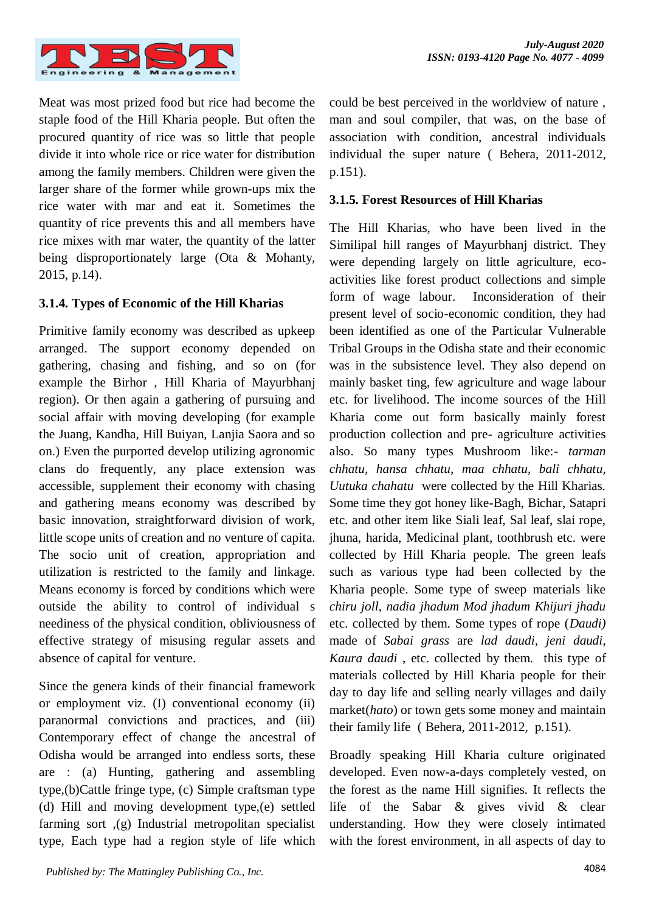Meat was most prized food but rice had become the staple food of the Hill Kharia people. But often the procured quantity of rice was so little that people divide it into whole rice or rice water for distribution among the family members. Children were given the larger share of the former while grown-ups mix the rice water with mar and eat it. Sometimes the quantity of rice prevents this and all members have rice mixes with mar water, the quantity of the latter being disproportionately large (Ota & Mohanty, 2015, p.14).

### 3.1.4. Types of Economic of the Hill Kharias

Primitive family economy was described as upkeep arranged. The support economy depended on gathering, chasing and fishing, and so on (for example the Birhor , Hill Kharia of Mayurbhanj region). Or then again a gathering of pursuing and social affair with moving developing (for example the Juang, Kandha, Hill Buiyan, Lanjia Saora and so on.) Even the purported develop utilizing agronomic clans do frequently, any place extension was accessible, supplement their economy with chasing and gathering means economy was described by basic innovation, straightforward division of work, little scope units of creation and no venture of capita. The socio unit of creation, appropriation and utilization is restricted to the family and linkage. Means economy is forced by conditions which were outside the ability to control of individual s neediness of the physical condition, obliviousness of effective strategy of misusing regular assets and absence of capital for venture.

Since the genera kinds of their financial framework or employment viz. (I) conventional economy (ii) paranormal convictions and practices, and (iii) Contemporary effect of change the ancestral of Odisha would be arranged into endless sorts, these are : (a) Hunting, gathering and assembling type,(b)Cattle fringe type, (c) Simple craftsman type (d) Hill and moving development type,(e) settled farming sort ,(g) Industrial metropolitan specialist type, Each type had a region style of life which could be best perceived in the worldview of nature , man and soul compiler, that was, on the base of association with condition, ancestral individuals individual the super nature ( Behera, 2011-2012, p.151).

### 3.1.5. Forest Resources of Hill Kharias

The Hill Kharias, who have been lived in the Similipal hill ranges of Mayurbhanj district. They were depending largely on little agriculture, eco-activities like forest product collections and simple form of wage labour. Inconsideration of their present level of socio-economic condition, they had been identified as one of the Particular Vulnerable Tribal Groups in the Odisha state and their economic was in the subsistence level. They also depend on mainly basket ting, few agriculture and wage labour etc. for livelihood. The income sources of the Hill Kharia come out form basically mainly forest production collection and pre- agriculture activities also. So many types Mushroom like:- *tarman chhatu, hansa chhatu, maa chhatu, bali chhatu, Uutuka chahatu* were collected by the Hill Kharias. Some time they got honey like-Bagh, Bichar, Satapri etc. and other item like Siali leaf, Sal leaf, slai rope, jhuna, harida, Medicinal plant, toothbrush etc. were collected by Hill Kharia people. The green leafs such as various type had been collected by the Kharia people. Some type of sweep materials like *chiru joll, nadia jhadum Mod jhadum Khijuri jhadu* etc. collected by them. Some types of rope (*Daudi)* made of *Sabai grass* are *lad daudi, jeni daudi, Kaura daudi* , etc. collected by them. this type of materials collected by Hill Kharia people for their day to day life and selling nearly villages and daily market(*hato*) or town gets some money and maintain their family life ( Behera, 2011-2012, p.151).

Broadly speaking Hill Kharia culture originated developed. Even now-a-days completely vested, on the forest as the name Hill signifies. It reflects the life of the Sabar & gives vivid & clear understanding. How they were closely intimated with the forest environment, in all aspects of day to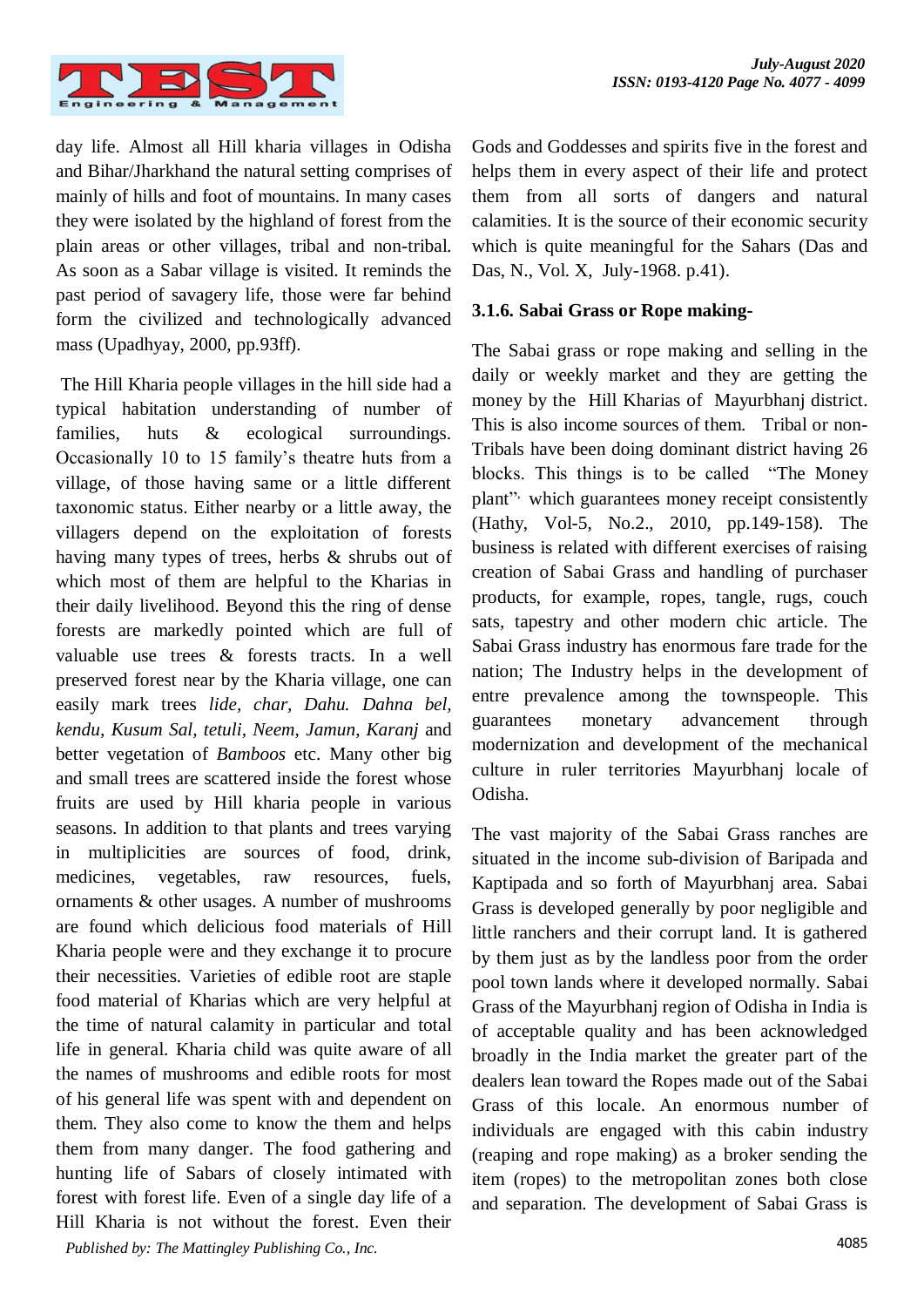day life. Almost all Hill kharia villages in Odisha and Bihar/Jharkhand the natural setting comprises of mainly of hills and foot of mountains. In many cases they were isolated by the highland of forest from the plain areas or other villages, tribal and non-tribal. As soon as a Sabar village is visited. It reminds the past period of savagery life, those were far behind form the civilized and technologically advanced mass (Upadhyay, 2000, pp.93ff).

The Hill Kharia people villages in the hill side had a typical habitation understanding of number of families, huts & ecological surroundings. Occasionally 10 to 15 family's theatre huts from a village, of those having same or a little different taxonomic status. Either nearby or a little away, the villagers depend on the exploitation of forests having many types of trees, herbs & shrubs out of which most of them are helpful to the Kharias in their daily livelihood. Beyond this the ring of dense forests are markedly pointed which are full of valuable use trees & forests tracts. In a well preserved forest near by the Kharia village, one can easily mark trees *lide, char, Dahu. Dahna bel, kendu, Kusum Sal, tetuli, Neem, Jamun, Karanj* and better vegetation of *Bamboos* etc. Many other big and small trees are scattered inside the forest whose fruits are used by Hill kharia people in various seasons. In addition to that plants and trees varying in multiplicities are sources of food, drink, medicines, vegetables, raw resources, fuels, ornaments & other usages. A number of mushrooms are found which delicious food materials of Hill Kharia people were and they exchange it to procure their necessities. Varieties of edible root are staple food material of Kharias which are very helpful at the time of natural calamity in particular and total life in general. Kharia child was quite aware of all the names of mushrooms and edible roots for most of his general life was spent with and dependent on them. They also come to know the them and helps them from many danger. The food gathering and hunting life of Sabars of closely intimated with forest with forest life. Even of a single day life of a Hill Kharia is not without the forest. Even their Gods and Goddesses and spirits five in the forest and helps them in every aspect of their life and protect them from all sorts of dangers and natural calamities. It is the source of their economic security which is quite meaningful for the Sahars (Das and Das, N., Vol. X, July-1968. p.41).

### 3.1.6. Sabai Grass or Rope making-

The Sabai grass or rope making and selling in the daily or weekly market and they are getting the money by the Hill Kharias of Mayurbhanj district. This is also income sources of them. Tribal or non-Tribals have been doing dominant district having 26 blocks. This things is to be called "The Money plant", which guarantees money receipt consistently (Hathy, Vol-5, No.2., 2010, pp.149-158). The business is related with different exercises of raising creation of Sabai Grass and handling of purchaser products, for example, ropes, tangle, rugs, couch sats, tapestry and other modern chic article. The Sabai Grass industry has enormous fare trade for the nation; The Industry helps in the development of entre prevalence among the townspeople. This guarantees monetary advancement through modernization and development of the mechanical culture in ruler territories Mayurbhanj locale of Odisha.

The vast majority of the Sabai Grass ranches are situated in the income sub-division of Baripada and Kaptipada and so forth of Mayurbhanj area. Sabai Grass is developed generally by poor negligible and little ranchers and their corrupt land. It is gathered by them just as by the landless poor from the order pool town lands where it developed normally. Sabai Grass of the Mayurbhanj region of Odisha in India is of acceptable quality and has been acknowledged broadly in the India market the greater part of the dealers lean toward the Ropes made out of the Sabai Grass of this locale. An enormous number of individuals are engaged with this cabin industry (reaping and rope making) as a broker sending the item (ropes) to the metropolitan zones both close and separation. The development of Sabai Grass is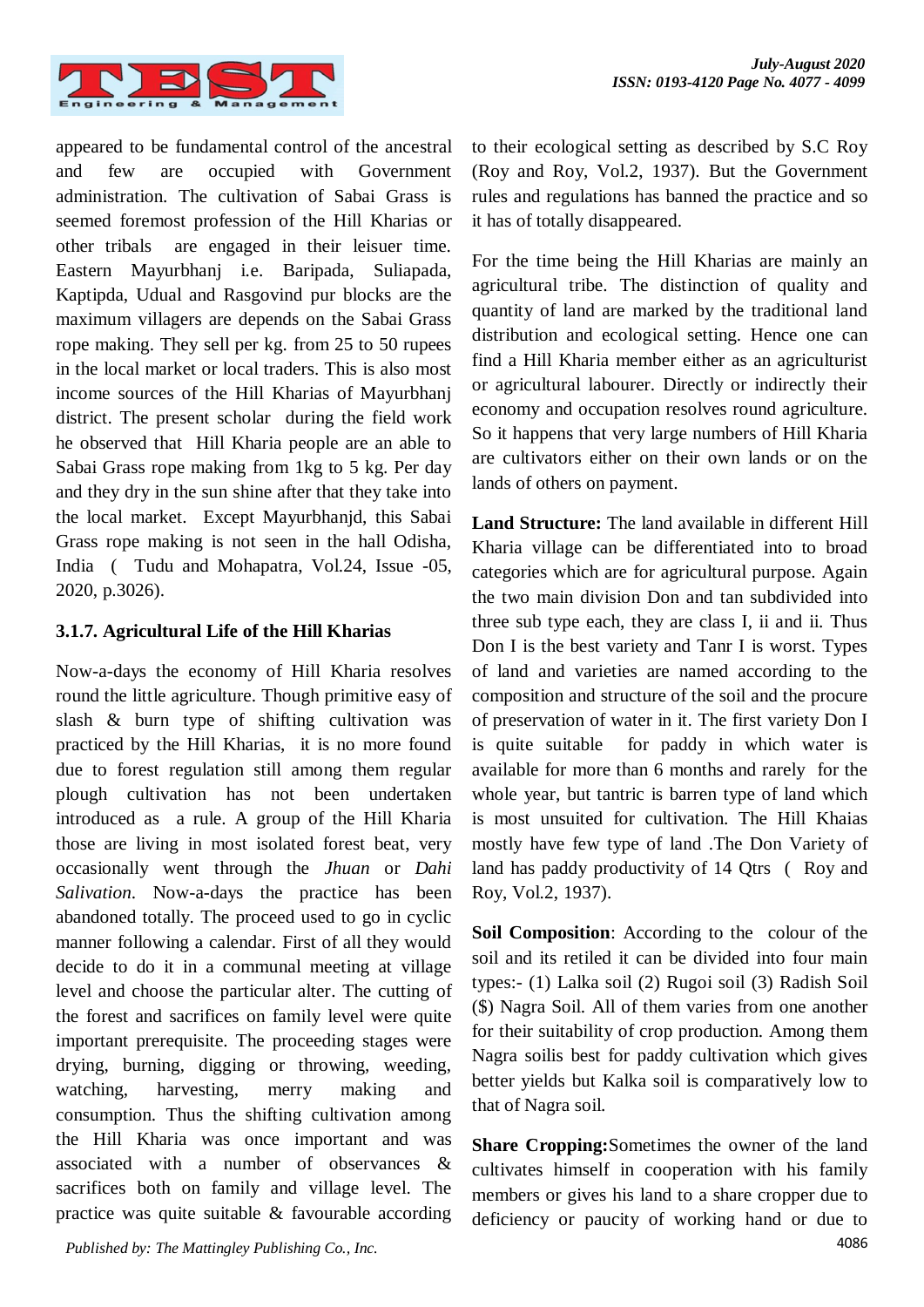appeared to be fundamental control of the ancestral and few are occupied with Government administration. The cultivation of Sabai Grass is seemed foremost profession of the Hill Kharias or other tribals are engaged in their leisuer time. Eastern Mayurbhanj i.e. Baripada, Suliapada, Kaptipda, Udual and Rasgovind pur blocks are the maximum villagers are depends on the Sabai Grass rope making. They sell per kg. from 25 to 50 rupees in the local market or local traders. This is also most income sources of the Hill Kharias of Mayurbhanj district. The present scholar during the field work he observed that Hill Kharia people are an able to Sabai Grass rope making from 1kg to 5 kg. Per day and they dry in the sun shine after that they take into the local market. Except Mayurbhanjd, this Sabai Grass rope making is not seen in the hall Odisha, India ( Tudu and Mohapatra, Vol.24, Issue -05, 2020, p.3026).

### 3.1.7. Agricultural Life of the Hill Kharias

Now-a-days the economy of Hill Kharia resolves round the little agriculture. Though primitive easy of slash & burn type of shifting cultivation was practiced by the Hill Kharias, it is no more found due to forest regulation still among them regular plough cultivation has not been undertaken introduced as a rule. A group of the Hill Kharia those are living in most isolated forest beat, very occasionally went through the *Jhuan* or *Dahi Salivation*. Now-a-days the practice has been abandoned totally. The proceed used to go in cyclic manner following a calendar. First of all they would decide to do it in a communal meeting at village level and choose the particular alter. The cutting of the forest and sacrifices on family level were quite important prerequisite. The proceeding stages were drying, burning, digging or throwing, weeding, watching, harvesting, merry making and consumption. Thus the shifting cultivation among the Hill Kharia was once important and was associated with a number of observances & sacrifices both on family and village level. The practice was quite suitable & favourable according to their ecological setting as described by S.C Roy (Roy and Roy, Vol.2, 1937). But the Government rules and regulations has banned the practice and so it has of totally disappeared.

For the time being the Hill Kharias are mainly an agricultural tribe. The distinction of quality and quantity of land are marked by the traditional land distribution and ecological setting. Hence one can find a Hill Kharia member either as an agriculturist or agricultural labourer. Directly or indirectly their economy and occupation resolves round agriculture. So it happens that very large numbers of Hill Kharia are cultivators either on their own lands or on the lands of others on payment.

**Land Structure:** The land available in different Hill Kharia village can be differentiated into to broad categories which are for agricultural purpose. Again the two main division Don and tan subdivided into three sub type each, they are class I, ii and ii. Thus Don I is the best variety and Tanr I is worst. Types of land and varieties are named according to the composition and structure of the soil and the procure of preservation of water in it. The first variety Don I is quite suitable for paddy in which water is available for more than 6 months and rarely for the whole year, but tantric is barren type of land which is most unsuited for cultivation. The Hill Khaias mostly have few type of land .The Don Variety of land has paddy productivity of 14 Qtrs ( Roy and Roy, Vol.2, 1937).

**Soil Composition**: According to the colour of the soil and its retiled it can be divided into four main types:- (1) Lalka soil (2) Rugoi soil (3) Radish Soil ($) Nagra Soil. All of them varies from one another for their suitability of crop production. Among them Nagra soilis best for paddy cultivation which gives better yields but Kalka soil is comparatively low to that of Nagra soil.

**Share Cropping:**Sometimes the owner of the land cultivates himself in cooperation with his family members or gives his land to a share cropper due to deficiency or paucity of working hand or due to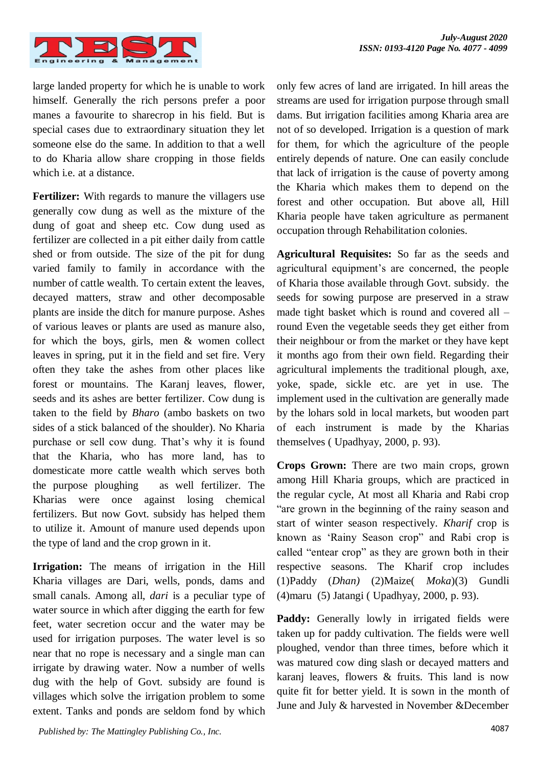large landed property for which he is unable to work himself. Generally the rich persons prefer a poor manes a favourite to sharecrop in his field. But is special cases due to extraordinary situation they let someone else do the same. In addition to that a well to do Kharia allow share cropping in those fields which i.e. at a distance.

**Fertilizer:** With regards to manure the villagers use generally cow dung as well as the mixture of the dung of goat and sheep etc. Cow dung used as fertilizer are collected in a pit either daily from cattle shed or from outside. The size of the pit for dung varied family to family in accordance with the number of cattle wealth. To certain extent the leaves, decayed matters, straw and other decomposable plants are inside the ditch for manure purpose. Ashes of various leaves or plants are used as manure also, for which the boys, girls, men & women collect leaves in spring, put it in the field and set fire. Very often they take the ashes from other places like forest or mountains. The Karanj leaves, flower, seeds and its ashes are better fertilizer. Cow dung is taken to the field by *Bharo* (ambo baskets on two sides of a stick balanced of the shoulder). No Kharia purchase or sell cow dung. That's why it is found that the Kharia, who has more land, has to domesticate more cattle wealth which serves both the purpose ploughing as well fertilizer. The Kharias were once against losing chemical fertilizers. But now Govt. subsidy has helped them to utilize it. Amount of manure used depends upon the type of land and the crop grown in it.

**Irrigation:** The means of irrigation in the Hill Kharia villages are Dari, wells, ponds, dams and small canals. Among all, *dari* is a peculiar type of water source in which after digging the earth for few feet, water secretion occur and the water may be used for irrigation purposes. The water level is so near that no rope is necessary and a single man can irrigate by drawing water. Now a number of wells dug with the help of Govt. subsidy are found is villages which solve the irrigation problem to some extent. Tanks and ponds are seldom fond by which only few acres of land are irrigated. In hill areas the streams are used for irrigation purpose through small dams. But irrigation facilities among Kharia area are not of so developed. Irrigation is a question of mark for them, for which the agriculture of the people entirely depends of nature. One can easily conclude that lack of irrigation is the cause of poverty among the Kharia which makes them to depend on the forest and other occupation. But above all, Hill Kharia people have taken agriculture as permanent occupation through Rehabilitation colonies.

**Agricultural Requisites:** So far as the seeds and agricultural equipment's are concerned, the people of Kharia those available through Govt. subsidy. the seeds for sowing purpose are preserved in a straw made tight basket which is round and covered all – round Even the vegetable seeds they get either from their neighbour or from the market or they have kept it months ago from their own field. Regarding their agricultural implements the traditional plough, axe, yoke, spade, sickle etc. are yet in use. The implement used in the cultivation are generally made by the lohars sold in local markets, but wooden part of each instrument is made by the Kharias themselves ( Upadhyay, 2000, p. 93).

**Crops Grown:** There are two main crops, grown among Hill Kharia groups, which are practiced in the regular cycle, At most all Kharia and Rabi crop "are grown in the beginning of the rainy season and start of winter season respectively. *Kharif* crop is known as 'Rainy Season crop" and Rabi crop is called "entear crop" as they are grown both in their respective seasons. The Kharif crop includes (1)Paddy (*Dhan)* (2)Maize( *Moka*)(3) Gundli (4)maru (5) Jatangi ( Upadhyay, 2000, p. 93).

**Paddy:** Generally lowly in irrigated fields were taken up for paddy cultivation. The fields were well ploughed, vendor than three times, before which it was matured cow ding slash or decayed matters and karanj leaves, flowers & fruits. This land is now quite fit for better yield. It is sown in the month of June and July & harvested in November &December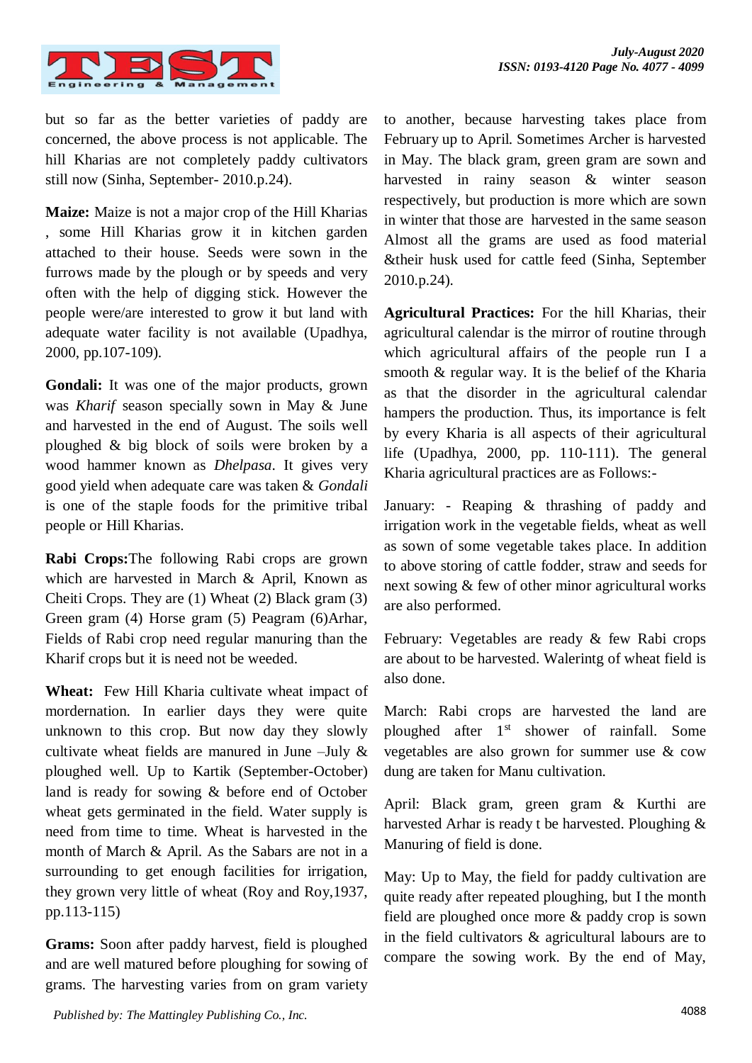but so far as the better varieties of paddy are concerned, the above process is not applicable. The hill Kharias are not completely paddy cultivators still now (Sinha, September- 2010.p.24).

**Maize:** Maize is not a major crop of the Hill Kharias , some Hill Kharias grow it in kitchen garden attached to their house. Seeds were sown in the furrows made by the plough or by speeds and very often with the help of digging stick. However the people were/are interested to grow it but land with adequate water facility is not available (Upadhya, 2000, pp.107-109).

**Gondali:** It was one of the major products, grown was *Kharif* season specially sown in May & June and harvested in the end of August. The soils well ploughed & big block of soils were broken by a wood hammer known as *Dhelpasa*. It gives very good yield when adequate care was taken & *Gondali* is one of the staple foods for the primitive tribal people or Hill Kharias.

**Rabi Crops:**The following Rabi crops are grown which are harvested in March & April, Known as Cheiti Crops. They are (1) Wheat (2) Black gram (3) Green gram (4) Horse gram (5) Peagram (6)Arhar, Fields of Rabi crop need regular manuring than the Kharif crops but it is need not be weeded.

**Wheat:** Few Hill Kharia cultivate wheat impact of mordernation. In earlier days they were quite unknown to this crop. But now day they slowly cultivate wheat fields are manured in June –July & ploughed well. Up to Kartik (September-October) land is ready for sowing & before end of October wheat gets germinated in the field. Water supply is need from time to time. Wheat is harvested in the month of March & April. As the Sabars are not in a surrounding to get enough facilities for irrigation, they grown very little of wheat (Roy and Roy,1937, pp.113-115)

**Grams:** Soon after paddy harvest, field is ploughed and are well matured before ploughing for sowing of grams. The harvesting varies from on gram variety to another, because harvesting takes place from February up to April. Sometimes Archer is harvested in May. The black gram, green gram are sown and harvested in rainy season & winter season respectively, but production is more which are sown in winter that those are harvested in the same season Almost all the grams are used as food material &their husk used for cattle feed (Sinha, September 2010.p.24).

**Agricultural Practices:** For the hill Kharias, their agricultural calendar is the mirror of routine through which agricultural affairs of the people run I a smooth & regular way. It is the belief of the Kharia as that the disorder in the agricultural calendar hampers the production. Thus, its importance is felt by every Kharia is all aspects of their agricultural life (Upadhya, 2000, pp. 110-111). The general Kharia agricultural practices are as Follows:-

January: - Reaping & thrashing of paddy and irrigation work in the vegetable fields, wheat as well as sown of some vegetable takes place. In addition to above storing of cattle fodder, straw and seeds for next sowing & few of other minor agricultural works are also performed.

February: Vegetables are ready & few Rabi crops are about to be harvested. Walerintg of wheat field is also done.

March: Rabi crops are harvested the land are ploughed after 1st shower of rainfall. Some vegetables are also grown for summer use & cow dung are taken for Manu cultivation.

April: Black gram, green gram & Kurthi are harvested Arhar is ready t be harvested. Ploughing & Manuring of field is done.

May: Up to May, the field for paddy cultivation are quite ready after repeated ploughing, but I the month field are ploughed once more & paddy crop is sown in the field cultivators & agricultural labours are to compare the sowing work. By the end of May,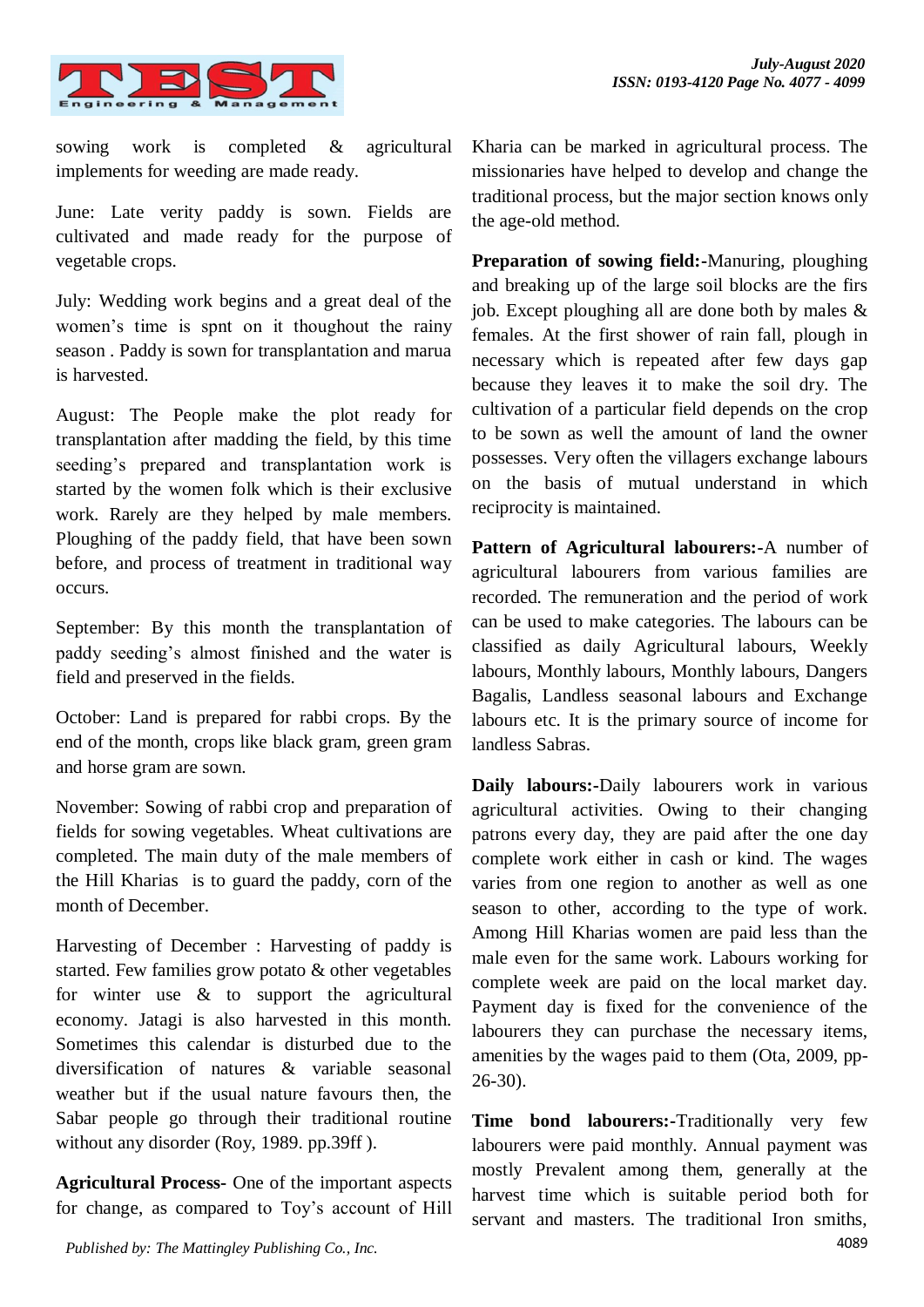sowing work is completed & agricultural implements for weeding are made ready.

June: Late verity paddy is sown. Fields are cultivated and made ready for the purpose of vegetable crops.

July: Wedding work begins and a great deal of the women's time is spnt on it thoughout the rainy season . Paddy is sown for transplantation and marua is harvested.

August: The People make the plot ready for transplantation after madding the field, by this time seeding's prepared and transplantation work is started by the women folk which is their exclusive work. Rarely are they helped by male members. Ploughing of the paddy field, that have been sown before, and process of treatment in traditional way occurs.

September: By this month the transplantation of paddy seeding's almost finished and the water is field and preserved in the fields.

October: Land is prepared for rabbi crops. By the end of the month, crops like black gram, green gram and horse gram are sown.

November: Sowing of rabbi crop and preparation of fields for sowing vegetables. Wheat cultivations are completed. The main duty of the male members of the Hill Kharias is to guard the paddy, corn of the month of December.

Harvesting of December : Harvesting of paddy is started. Few families grow potato & other vegetables for winter use & to support the agricultural economy. Jatagi is also harvested in this month. Sometimes this calendar is disturbed due to the diversification of natures & variable seasonal weather but if the usual nature favours then, the Sabar people go through their traditional routine without any disorder (Roy, 1989. pp.39ff ).

**Agricultural Process-** One of the important aspects for change, as compared to Toy's account of Hill Kharia can be marked in agricultural process. The missionaries have helped to develop and change the traditional process, but the major section knows only the age-old method.

**Preparation of sowing field:-**Manuring, ploughing and breaking up of the large soil blocks are the firs job. Except ploughing all are done both by males & females. At the first shower of rain fall, plough in necessary which is repeated after few days gap because they leaves it to make the soil dry. The cultivation of a particular field depends on the crop to be sown as well the amount of land the owner possesses. Very often the villagers exchange labours on the basis of mutual understand in which reciprocity is maintained.

**Pattern of Agricultural labourers:-**A number of agricultural labourers from various families are recorded. The remuneration and the period of work can be used to make categories. The labours can be classified as daily Agricultural labours, Weekly labours, Monthly labours, Monthly labours, Dangers Bagalis, Landless seasonal labours and Exchange labours etc. It is the primary source of income for landless Sabras.

**Daily labours:-**Daily labourers work in various agricultural activities. Owing to their changing patrons every day, they are paid after the one day complete work either in cash or kind. The wages varies from one region to another as well as one season to other, according to the type of work. Among Hill Kharias women are paid less than the male even for the same work. Labours working for complete week are paid on the local market day. Payment day is fixed for the convenience of the labourers they can purchase the necessary items, amenities by the wages paid to them (Ota, 2009, pp-26-30).

**Time bond labourers:-**Traditionally very few labourers were paid monthly. Annual payment was mostly Prevalent among them, generally at the harvest time which is suitable period both for servant and masters. The traditional Iron smiths,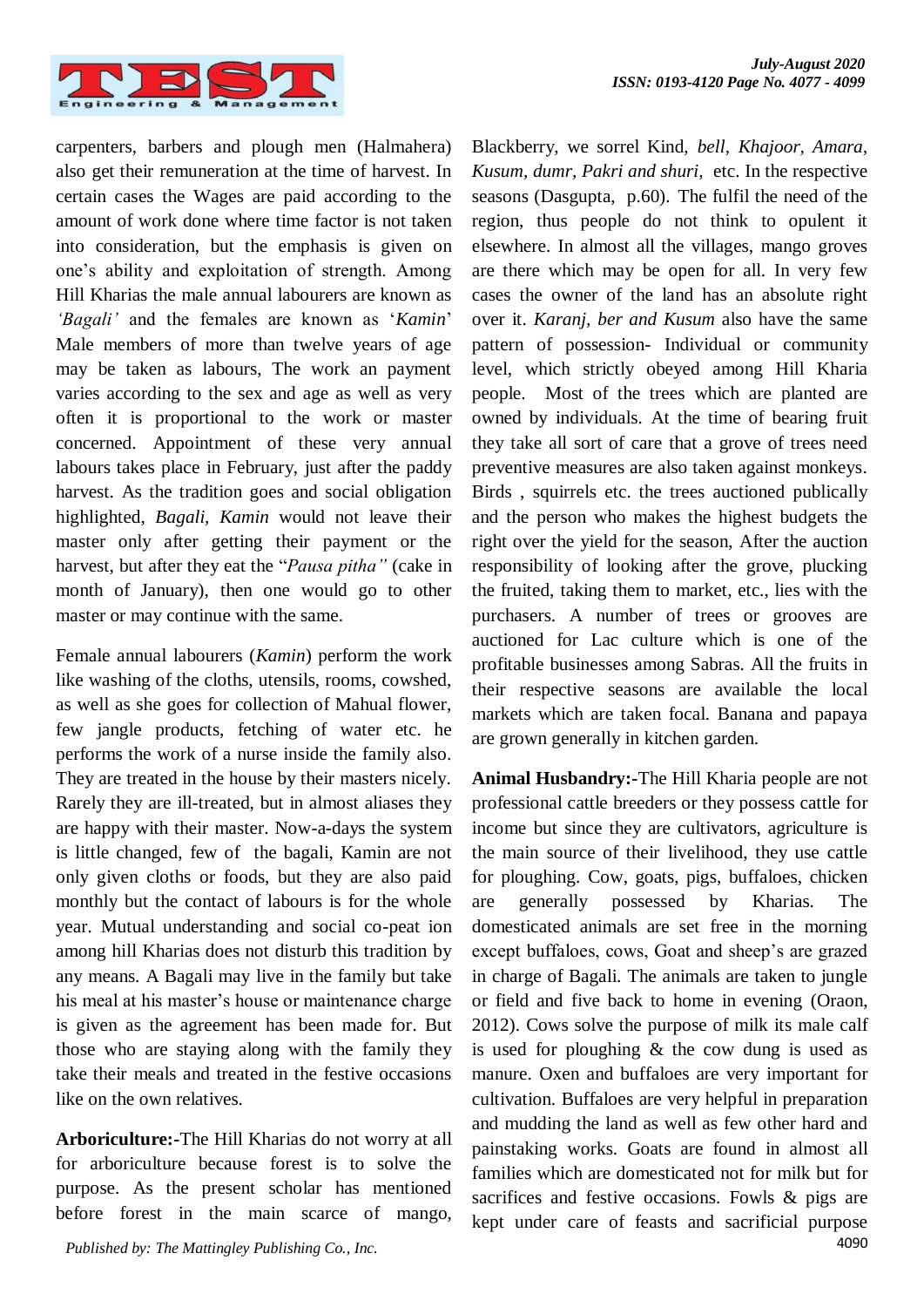carpenters, barbers and plough men (Halmahera) also get their remuneration at the time of harvest. In certain cases the Wages are paid according to the amount of work done where time factor is not taken into consideration, but the emphasis is given on one's ability and exploitation of strength. Among Hill Kharias the male annual labourers are known as *'Bagali'* and the females are known as '*Kamin*' Male members of more than twelve years of age may be taken as labours, The work an payment varies according to the sex and age as well as very often it is proportional to the work or master concerned. Appointment of these very annual labours takes place in February, just after the paddy harvest. As the tradition goes and social obligation highlighted, *Bagali, Kamin* would not leave their master only after getting their payment or the harvest, but after they eat the "*Pausa pitha"* (cake in month of January), then one would go to other master or may continue with the same.

Female annual labourers (*Kamin*) perform the work like washing of the cloths, utensils, rooms, cowshed, as well as she goes for collection of Mahual flower, few jangle products, fetching of water etc. he performs the work of a nurse inside the family also. They are treated in the house by their masters nicely. Rarely they are ill-treated, but in almost aliases they are happy with their master. Now-a-days the system is little changed, few of the bagali, Kamin are not only given cloths or foods, but they are also paid monthly but the contact of labours is for the whole year. Mutual understanding and social co-peat ion among hill Kharias does not disturb this tradition by any means. A Bagali may live in the family but take his meal at his master's house or maintenance charge is given as the agreement has been made for. But those who are staying along with the family they take their meals and treated in the festive occasions like on the own relatives.

**Arboriculture:-**The Hill Kharias do not worry at all for arboriculture because forest is to solve the purpose. As the present scholar has mentioned before forest in the main scarce of mango, Blackberry, we sorrel Kind, *bell, Khajoor, Amara, Kusum, dumr, Pakri and shuri,* etc. In the respective seasons (Dasgupta, p.60). The fulfil the need of the region, thus people do not think to opulent it elsewhere. In almost all the villages, mango groves are there which may be open for all. In very few cases the owner of the land has an absolute right over it. *Karanj, ber and Kusum* also have the same pattern of possession- Individual or community level, which strictly obeyed among Hill Kharia people. Most of the trees which are planted are owned by individuals. At the time of bearing fruit they take all sort of care that a grove of trees need preventive measures are also taken against monkeys. Birds , squirrels etc. the trees auctioned publically and the person who makes the highest budgets the right over the yield for the season, After the auction responsibility of looking after the grove, plucking the fruited, taking them to market, etc., lies with the purchasers. A number of trees or grooves are auctioned for Lac culture which is one of the profitable businesses among Sabras. All the fruits in their respective seasons are available the local markets which are taken focal. Banana and papaya are grown generally in kitchen garden.

**Animal Husbandry:-**The Hill Kharia people are not professional cattle breeders or they possess cattle for income but since they are cultivators, agriculture is the main source of their livelihood, they use cattle for ploughing. Cow, goats, pigs, buffaloes, chicken are generally possessed by Kharias. The domesticated animals are set free in the morning except buffaloes, cows, Goat and sheep's are grazed in charge of Bagali. The animals are taken to jungle or field and five back to home in evening (Oraon, 2012). Cows solve the purpose of milk its male calf is used for ploughing & the cow dung is used as manure. Oxen and buffaloes are very important for cultivation. Buffaloes are very helpful in preparation and mudding the land as well as few other hard and painstaking works. Goats are found in almost all families which are domesticated not for milk but for sacrifices and festive occasions. Fowls & pigs are kept under care of feasts and sacrificial purpose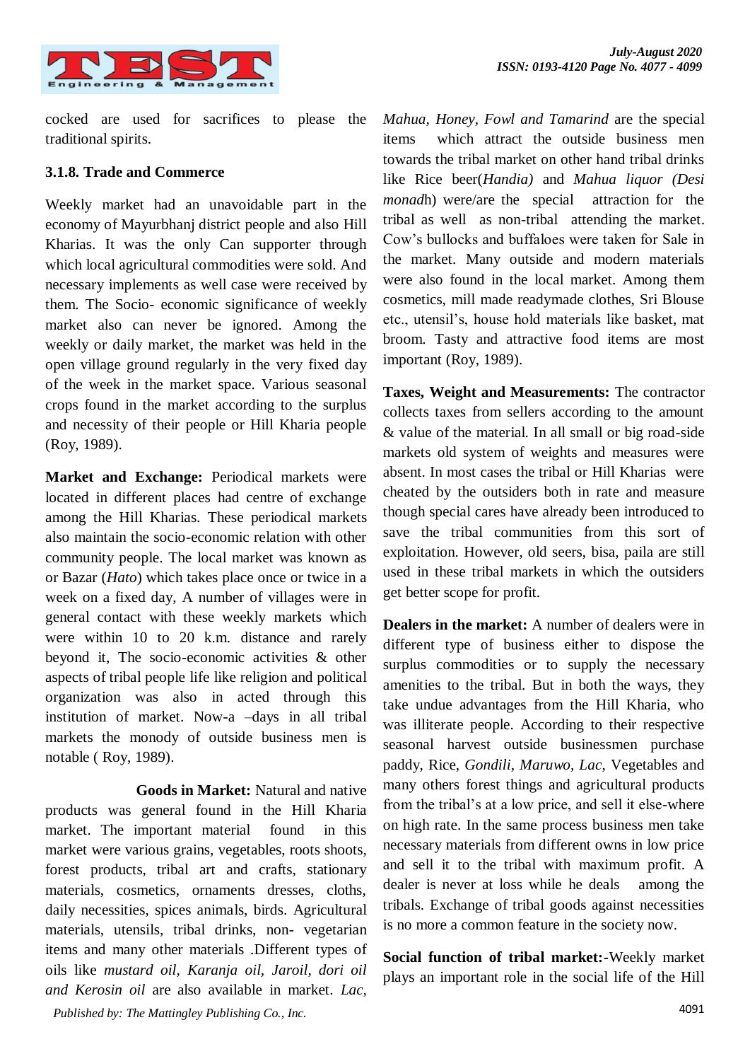cocked are used for sacrifices to please the traditional spirits.

### 3.1.8. Trade and Commerce

Weekly market had an unavoidable part in the economy of Mayurbhanj district people and also Hill Kharias. It was the only Can supporter through which local agricultural commodities were sold. And necessary implements as well case were received by them. The Socio- economic significance of weekly market also can never be ignored. Among the weekly or daily market, the market was held in the open village ground regularly in the very fixed day of the week in the market space. Various seasonal crops found in the market according to the surplus and necessity of their people or Hill Kharia people (Roy, 1989).

**Market and Exchange:** Periodical markets were located in different places had centre of exchange among the Hill Kharias. These periodical markets also maintain the socio-economic relation with other community people. The local market was known as or Bazar (*Hato*) which takes place once or twice in a week on a fixed day, A number of villages were in general contact with these weekly markets which were within 10 to 20 k.m. distance and rarely beyond it, The socio-economic activities & other aspects of tribal people life like religion and political organization was also in acted through this institution of market. Now-a –days in all tribal markets the monody of outside business men is notable ( Roy, 1989).

**Goods in Market:** Natural and native products was general found in the Hill Kharia market. The important material found in this market were various grains, vegetables, roots shoots, forest products, tribal art and crafts, stationary materials, cosmetics, ornaments dresses, cloths, daily necessities, spices animals, birds. Agricultural materials, utensils, tribal drinks, non- vegetarian items and many other materials .Different types of oils like *mustard oil, Karanja oil, Jaroil, dori oil and Kerosin oil* are also available in market. *Lac, Mahua, Honey, Fowl and Tamarind* are the special items which attract the outside business men towards the tribal market on other hand tribal drinks like Rice beer(*Handia)* and *Mahua liquor (Desi monad*h) were/are the special attraction for the tribal as well as non-tribal attending the market. Cow's bullocks and buffaloes were taken for Sale in the market. Many outside and modern materials were also found in the local market. Among them cosmetics, mill made readymade clothes, Sri Blouse etc., utensil's, house hold materials like basket, mat broom. Tasty and attractive food items are most important (Roy, 1989).

**Taxes, Weight and Measurements:** The contractor collects taxes from sellers according to the amount & value of the material. In all small or big road-side markets old system of weights and measures were absent. In most cases the tribal or Hill Kharias were cheated by the outsiders both in rate and measure though special cares have already been introduced to save the tribal communities from this sort of exploitation. However, old seers, bisa, paila are still used in these tribal markets in which the outsiders get better scope for profit.

**Dealers in the market:** A number of dealers were in different type of business either to dispose the surplus commodities or to supply the necessary amenities to the tribal. But in both the ways, they take undue advantages from the Hill Kharia, who was illiterate people. According to their respective seasonal harvest outside businessmen purchase paddy, Rice, *Gondili*, *Maruwo*, *Lac*, Vegetables and many others forest things and agricultural products from the tribal's at a low price, and sell it else-where on high rate. In the same process business men take necessary materials from different owns in low price and sell it to the tribal with maximum profit. A dealer is never at loss while he deals among the tribals. Exchange of tribal goods against necessities is no more a common feature in the society now.

**Social function of tribal market:-**Weekly market plays an important role in the social life of the Hill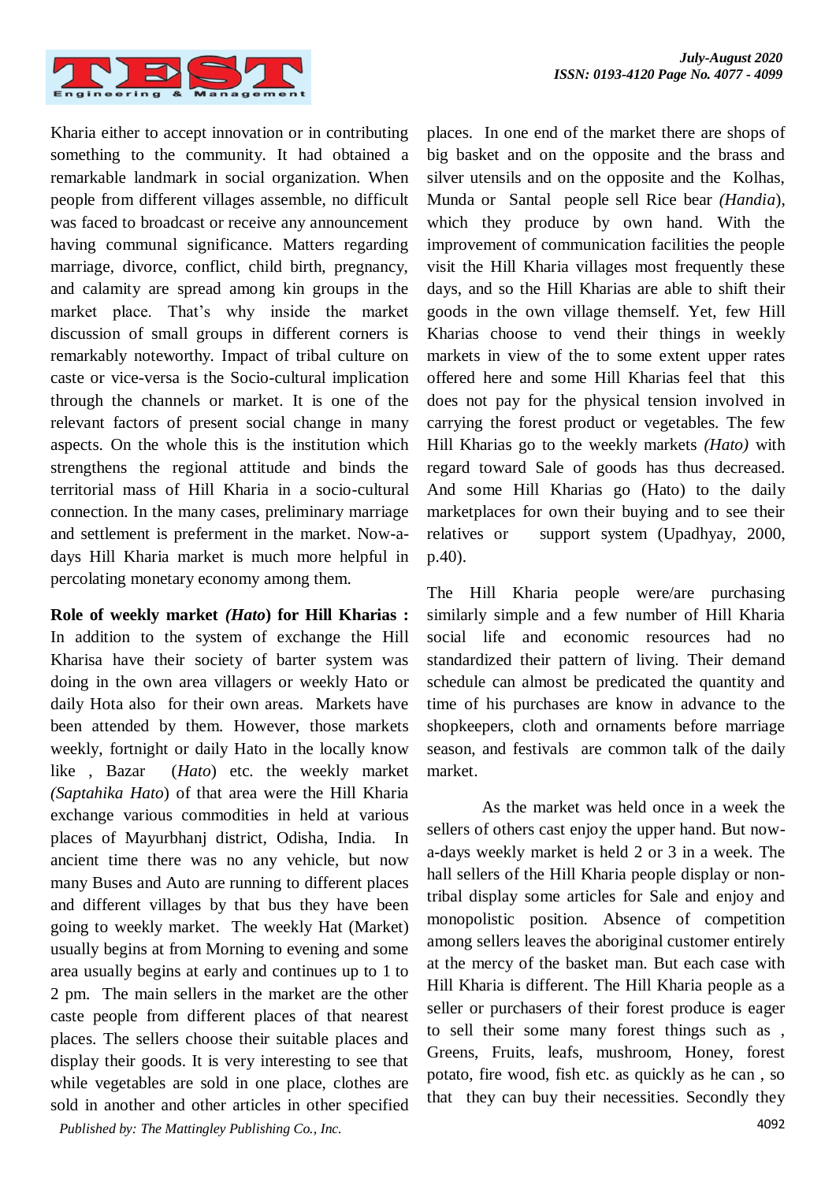Kharia either to accept innovation or in contributing something to the community. It had obtained a remarkable landmark in social organization. When people from different villages assemble, no difficult was faced to broadcast or receive any announcement having communal significance. Matters regarding marriage, divorce, conflict, child birth, pregnancy, and calamity are spread among kin groups in the market place. That's why inside the market discussion of small groups in different corners is remarkably noteworthy. Impact of tribal culture on caste or vice-versa is the Socio-cultural implication through the channels or market. It is one of the relevant factors of present social change in many aspects. On the whole this is the institution which strengthens the regional attitude and binds the territorial mass of Hill Kharia in a socio-cultural connection. In the many cases, preliminary marriage and settlement is preferment in the market. Now-a-days Hill Kharia market is much more helpful in percolating monetary economy among them.

**Role of weekly market *(Hato)* for Hill Kharias :** In addition to the system of exchange the Hill Kharisa have their society of barter system was doing in the own area villagers or weekly Hato or daily Hota also for their own areas. Markets have been attended by them. However, those markets weekly, fortnight or daily Hato in the locally know like , Bazar (*Hato*) etc. the weekly market *(Saptahika Hato*) of that area were the Hill Kharia exchange various commodities in held at various places of Mayurbhanj district, Odisha, India. In ancient time there was no any vehicle, but now many Buses and Auto are running to different places and different villages by that bus they have been going to weekly market. The weekly Hat (Market) usually begins at from Morning to evening and some area usually begins at early and continues up to 1 to 2 pm. The main sellers in the market are the other caste people from different places of that nearest places. The sellers choose their suitable places and display their goods. It is very interesting to see that while vegetables are sold in one place, clothes are sold in another and other articles in other specified places. In one end of the market there are shops of big basket and on the opposite and the brass and silver utensils and on the opposite and the Kolhas, Munda or Santal people sell Rice bear *(Handia*), which they produce by own hand. With the improvement of communication facilities the people visit the Hill Kharia villages most frequently these days, and so the Hill Kharias are able to shift their goods in the own village themself. Yet, few Hill Kharias choose to vend their things in weekly markets in view of the to some extent upper rates offered here and some Hill Kharias feel that this does not pay for the physical tension involved in carrying the forest product or vegetables. The few Hill Kharias go to the weekly markets *(Hato)* with regard toward Sale of goods has thus decreased. And some Hill Kharias go (Hato) to the daily marketplaces for own their buying and to see their relatives or support system (Upadhyay, 2000, p.40).

The Hill Kharia people were/are purchasing similarly simple and a few number of Hill Kharia social life and economic resources had no standardized their pattern of living. Their demand schedule can almost be predicated the quantity and time of his purchases are know in advance to the shopkeepers, cloth and ornaments before marriage season, and festivals are common talk of the daily market.

As the market was held once in a week the sellers of others cast enjoy the upper hand. But now-a-days weekly market is held 2 or 3 in a week. The hall sellers of the Hill Kharia people display or non-tribal display some articles for Sale and enjoy and monopolistic position. Absence of competition among sellers leaves the aboriginal customer entirely at the mercy of the basket man. But each case with Hill Kharia is different. The Hill Kharia people as a seller or purchasers of their forest produce is eager to sell their some many forest things such as , Greens, Fruits, leafs, mushroom, Honey, forest potato, fire wood, fish etc. as quickly as he can , so that they can buy their necessities. Secondly they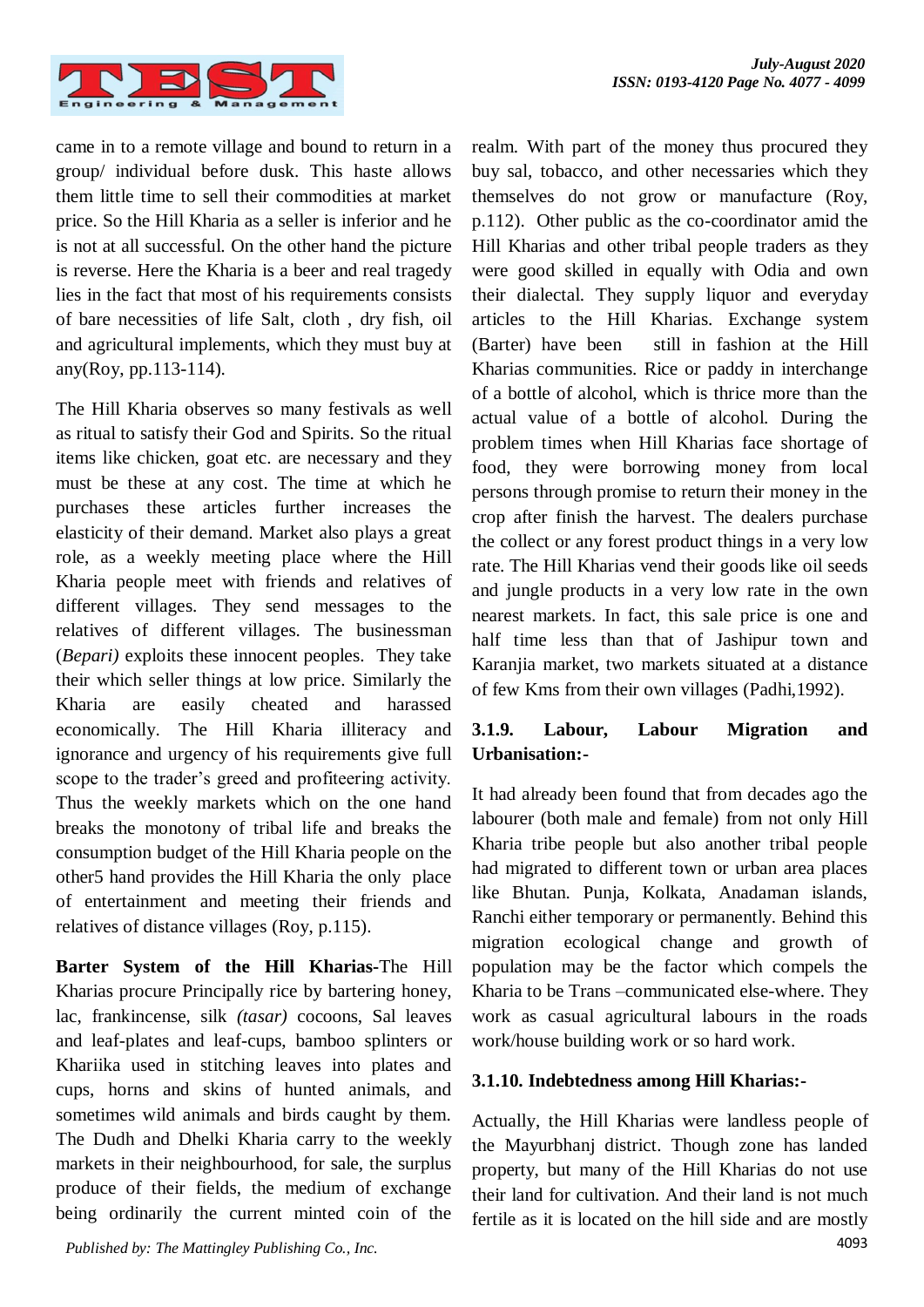came in to a remote village and bound to return in a group/ individual before dusk. This haste allows them little time to sell their commodities at market price. So the Hill Kharia as a seller is inferior and he is not at all successful. On the other hand the picture is reverse. Here the Kharia is a beer and real tragedy lies in the fact that most of his requirements consists of bare necessities of life Salt, cloth , dry fish, oil and agricultural implements, which they must buy at any(Roy, pp.113-114).

The Hill Kharia observes so many festivals as well as ritual to satisfy their God and Spirits. So the ritual items like chicken, goat etc. are necessary and they must be these at any cost. The time at which he purchases these articles further increases the elasticity of their demand. Market also plays a great role, as a weekly meeting place where the Hill Kharia people meet with friends and relatives of different villages. They send messages to the relatives of different villages. The businessman (*Bepari)* exploits these innocent peoples. They take their which seller things at low price. Similarly the Kharia are easily cheated and harassed economically. The Hill Kharia illiteracy and ignorance and urgency of his requirements give full scope to the trader's greed and profiteering activity. Thus the weekly markets which on the one hand breaks the monotony of tribal life and breaks the consumption budget of the Hill Kharia people on the other5 hand provides the Hill Kharia the only place of entertainment and meeting their friends and relatives of distance villages (Roy, p.115).

**Barter System of the Hill Kharias**-The Hill Kharias procure Principally rice by bartering honey, lac, frankincense, silk *(tasar)* cocoons, Sal leaves and leaf-plates and leaf-cups, bamboo splinters or Khariika used in stitching leaves into plates and cups, horns and skins of hunted animals, and sometimes wild animals and birds caught by them. The Dudh and Dhelki Kharia carry to the weekly markets in their neighbourhood, for sale, the surplus produce of their fields, the medium of exchange being ordinarily the current minted coin of the realm. With part of the money thus procured they buy sal, tobacco, and other necessaries which they themselves do not grow or manufacture (Roy, p.112). Other public as the co-coordinator amid the Hill Kharias and other tribal people traders as they were good skilled in equally with Odia and own their dialectal. They supply liquor and everyday articles to the Hill Kharias. Exchange system (Barter) have been still in fashion at the Hill Kharias communities. Rice or paddy in interchange of a bottle of alcohol, which is thrice more than the actual value of a bottle of alcohol. During the problem times when Hill Kharias face shortage of food, they were borrowing money from local persons through promise to return their money in the crop after finish the harvest. The dealers purchase the collect or any forest product things in a very low rate. The Hill Kharias vend their goods like oil seeds and jungle products in a very low rate in the own nearest markets. In fact, this sale price is one and half time less than that of Jashipur town and Karanjia market, two markets situated at a distance of few Kms from their own villages (Padhi,1992).

### 3.1.9. Labour, Labour Migration and Urbanisation:-

It had already been found that from decades ago the labourer (both male and female) from not only Hill Kharia tribe people but also another tribal people had migrated to different town or urban area places like Bhutan. Punja, Kolkata, Anadaman islands, Ranchi either temporary or permanently. Behind this migration ecological change and growth of population may be the factor which compels the Kharia to be Trans –communicated else-where. They work as casual agricultural labours in the roads work/house building work or so hard work.

### 3.1.10. Indebtedness among Hill Kharias:-

Actually, the Hill Kharias were landless people of the Mayurbhanj district. Though zone has landed property, but many of the Hill Kharias do not use their land for cultivation. And their land is not much fertile as it is located on the hill side and are mostly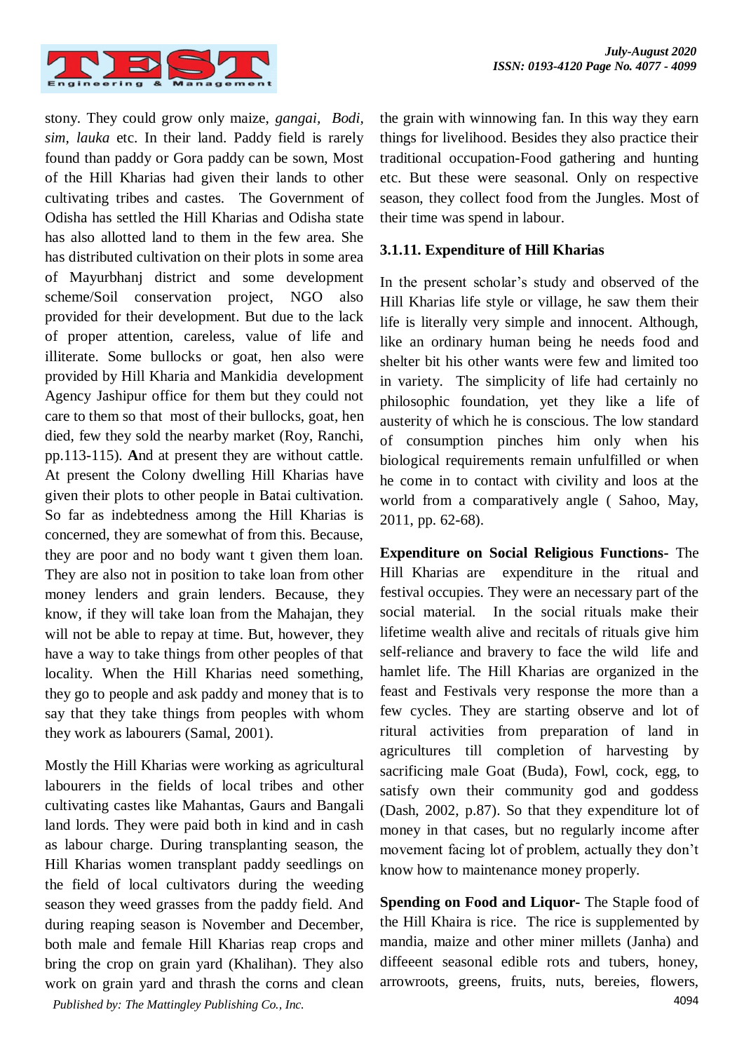stony. They could grow only maize, *gangai*, *Bodi*, *sim*, *lauka* etc. In their land. Paddy field is rarely found than paddy or Gora paddy can be sown, Most of the Hill Kharias had given their lands to other cultivating tribes and castes. The Government of Odisha has settled the Hill Kharias and Odisha state has also allotted land to them in the few area. She has distributed cultivation on their plots in some area of Mayurbhanj district and some development scheme/Soil conservation project, NGO also provided for their development. But due to the lack of proper attention, careless, value of life and illiterate. Some bullocks or goat, hen also were provided by Hill Kharia and Mankidia development Agency Jashipur office for them but they could not care to them so that most of their bullocks, goat, hen died, few they sold the nearby market (Roy, Ranchi, pp.113-115). **A**nd at present they are without cattle. At present the Colony dwelling Hill Kharias have given their plots to other people in Batai cultivation. So far as indebtedness among the Hill Kharias is concerned, they are somewhat of from this. Because, they are poor and no body want t given them loan. They are also not in position to take loan from other money lenders and grain lenders. Because, they know, if they will take loan from the Mahajan, they will not be able to repay at time. But, however, they have a way to take things from other peoples of that locality. When the Hill Kharias need something, they go to people and ask paddy and money that is to say that they take things from peoples with whom they work as labourers (Samal, 2001).

Mostly the Hill Kharias were working as agricultural labourers in the fields of local tribes and other cultivating castes like Mahantas, Gaurs and Bangali land lords. They were paid both in kind and in cash as labour charge. During transplanting season, the Hill Kharias women transplant paddy seedlings on the field of local cultivators during the weeding season they weed grasses from the paddy field. And during reaping season is November and December, both male and female Hill Kharias reap crops and bring the crop on grain yard (Khalihan). They also work on grain yard and thrash the corns and clean the grain with winnowing fan. In this way they earn things for livelihood. Besides they also practice their traditional occupation-Food gathering and hunting etc. But these were seasonal. Only on respective season, they collect food from the Jungles. Most of their time was spend in labour.

### 3.1.11. Expenditure of Hill Kharias

In the present scholar's study and observed of the Hill Kharias life style or village, he saw them their life is literally very simple and innocent. Although, like an ordinary human being he needs food and shelter bit his other wants were few and limited too in variety. The simplicity of life had certainly no philosophic foundation, yet they like a life of austerity of which he is conscious. The low standard of consumption pinches him only when his biological requirements remain unfulfilled or when he come in to contact with civility and loos at the world from a comparatively angle ( Sahoo, May, 2011, pp. 62-68).

**Expenditure on Social Religious Functions-** The Hill Kharias are expenditure in the ritual and festival occupies. They were an necessary part of the social material. In the social rituals make their lifetime wealth alive and recitals of rituals give him self-reliance and bravery to face the wild life and hamlet life. The Hill Kharias are organized in the feast and Festivals very response the more than a few cycles. They are starting observe and lot of ritural activities from preparation of land in agricultures till completion of harvesting by sacrificing male Goat (Buda), Fowl, cock, egg, to satisfy own their community god and goddess (Dash, 2002, p.87). So that they expenditure lot of money in that cases, but no regularly income after movement facing lot of problem, actually they don't know how to maintenance money properly.

**Spending on Food and Liquor-** The Staple food of the Hill Khaira is rice. The rice is supplemented by mandia, maize and other miner millets (Janha) and diffeeent seasonal edible rots and tubers, honey, arrowroots, greens, fruits, nuts, bereies, flowers,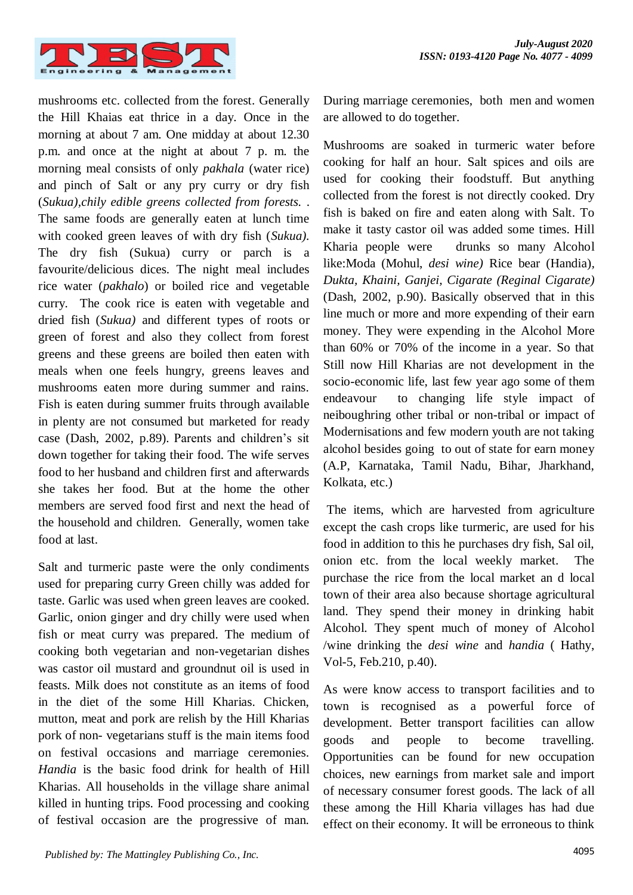mushrooms etc. collected from the forest. Generally the Hill Khaias eat thrice in a day. Once in the morning at about 7 am. One midday at about 12.30 p.m. and once at the night at about 7 p. m. the morning meal consists of only *pakhala* (water rice) and pinch of Salt or any pry curry or dry fish (*Sukua),chily edible greens collected from forests.* . The same foods are generally eaten at lunch time with cooked green leaves of with dry fish (*Sukua).* The dry fish (Sukua) curry or parch is a favourite/delicious dices. The night meal includes rice water (*pakhalo*) or boiled rice and vegetable curry. The cook rice is eaten with vegetable and dried fish (*Sukua)* and different types of roots or green of forest and also they collect from forest greens and these greens are boiled then eaten with meals when one feels hungry, greens leaves and mushrooms eaten more during summer and rains. Fish is eaten during summer fruits through available in plenty are not consumed but marketed for ready case (Dash, 2002, p.89). Parents and children's sit down together for taking their food. The wife serves food to her husband and children first and afterwards she takes her food. But at the home the other members are served food first and next the head of the household and children. Generally, women take food at last.

Salt and turmeric paste were the only condiments used for preparing curry Green chilly was added for taste. Garlic was used when green leaves are cooked. Garlic, onion ginger and dry chilly were used when fish or meat curry was prepared. The medium of cooking both vegetarian and non-vegetarian dishes was castor oil mustard and groundnut oil is used in feasts. Milk does not constitute as an items of food in the diet of the some Hill Kharias. Chicken, mutton, meat and pork are relish by the Hill Kharias pork of non- vegetarians stuff is the main items food on festival occasions and marriage ceremonies. *Handia* is the basic food drink for health of Hill Kharias. All households in the village share animal killed in hunting trips. Food processing and cooking of festival occasion are the progressive of man. During marriage ceremonies, both men and women are allowed to do together.

Mushrooms are soaked in turmeric water before cooking for half an hour. Salt spices and oils are used for cooking their foodstuff. But anything collected from the forest is not directly cooked. Dry fish is baked on fire and eaten along with Salt. To make it tasty castor oil was added some times. Hill Kharia people were drunks so many Alcohol like:Moda (Mohul, *desi wine)* Rice bear (Handia), *Dukta, Khaini, Ganjei, Cigarate (Reginal Cigarate)* (Dash, 2002, p.90). Basically observed that in this line much or more and more expending of their earn money. They were expending in the Alcohol More than 60% or 70% of the income in a year. So that Still now Hill Kharias are not development in the socio-economic life, last few year ago some of them endeavour to changing life style impact of neiboughring other tribal or non-tribal or impact of Modernisations and few modern youth are not taking alcohol besides going to out of state for earn money (A.P, Karnataka, Tamil Nadu, Bihar, Jharkhand, Kolkata, etc.)

The items, which are harvested from agriculture except the cash crops like turmeric, are used for his food in addition to this he purchases dry fish, Sal oil, onion etc. from the local weekly market. The purchase the rice from the local market an d local town of their area also because shortage agricultural land. They spend their money in drinking habit Alcohol. They spent much of money of Alcohol /wine drinking the *desi wine* and *handia* ( Hathy, Vol-5, Feb.210, p.40).

As were know access to transport facilities and to town is recognised as a powerful force of development. Better transport facilities can allow goods and people to become travelling. Opportunities can be found for new occupation choices, new earnings from market sale and import of necessary consumer forest goods. The lack of all these among the Hill Kharia villages has had due effect on their economy. It will be erroneous to think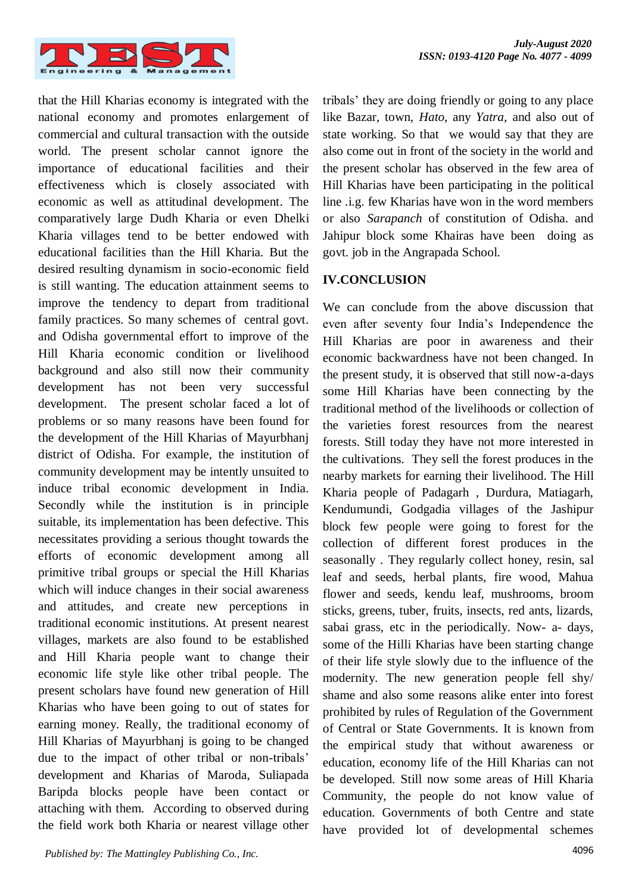that the Hill Kharias economy is integrated with the national economy and promotes enlargement of commercial and cultural transaction with the outside world. The present scholar cannot ignore the importance of educational facilities and their effectiveness which is closely associated with economic as well as attitudinal development. The comparatively large Dudh Kharia or even Dhelki Kharia villages tend to be better endowed with educational facilities than the Hill Kharia. But the desired resulting dynamism in socio-economic field is still wanting. The education attainment seems to improve the tendency to depart from traditional family practices. So many schemes of central govt. and Odisha governmental effort to improve of the Hill Kharia economic condition or livelihood background and also still now their community development has not been very successful development. The present scholar faced a lot of problems or so many reasons have been found for the development of the Hill Kharias of Mayurbhanj district of Odisha. For example, the institution of community development may be intently unsuited to induce tribal economic development in India. Secondly while the institution is in principle suitable, its implementation has been defective. This necessitates providing a serious thought towards the efforts of economic development among all primitive tribal groups or special the Hill Kharias which will induce changes in their social awareness and attitudes, and create new perceptions in traditional economic institutions. At present nearest villages, markets are also found to be established and Hill Kharia people want to change their economic life style like other tribal people. The present scholars have found new generation of Hill Kharias who have been going to out of states for earning money. Really, the traditional economy of Hill Kharias of Mayurbhanj is going to be changed due to the impact of other tribal or non-tribals' development and Kharias of Maroda, Suliapada Baripda blocks people have been contact or attaching with them. According to observed during the field work both Kharia or nearest village other tribals' they are doing friendly or going to any place like Bazar, town, *Hato*, any *Yatra*, and also out of state working. So that we would say that they are also come out in front of the society in the world and the present scholar has observed in the few area of Hill Kharias have been participating in the political line .i.g. few Kharias have won in the word members or also *Sarapanch* of constitution of Odisha. and Jahipur block some Khairas have been doing as govt. job in the Angrapada School.

## IV.CONCLUSION

We can conclude from the above discussion that even after seventy four India's Independence the Hill Kharias are poor in awareness and their economic backwardness have not been changed. In the present study, it is observed that still now-a-days some Hill Kharias have been connecting by the traditional method of the livelihoods or collection of the varieties forest resources from the nearest forests. Still today they have not more interested in the cultivations. They sell the forest produces in the nearby markets for earning their livelihood. The Hill Kharia people of Padagarh , Durdura, Matiagarh, Kendumundi, Godgadia villages of the Jashipur block few people were going to forest for the collection of different forest produces in the seasonally . They regularly collect honey, resin, sal leaf and seeds, herbal plants, fire wood, Mahua flower and seeds, kendu leaf, mushrooms, broom sticks, greens, tuber, fruits, insects, red ants, lizards, sabai grass, etc in the periodically. Now- a- days, some of the Hilli Kharias have been starting change of their life style slowly due to the influence of the modernity. The new generation people fell shy/ shame and also some reasons alike enter into forest prohibited by rules of Regulation of the Government of Central or State Governments. It is known from the empirical study that without awareness or education, economy life of the Hill Kharias can not be developed. Still now some areas of Hill Kharia Community, the people do not know value of education. Governments of both Centre and state have provided lot of developmental schemes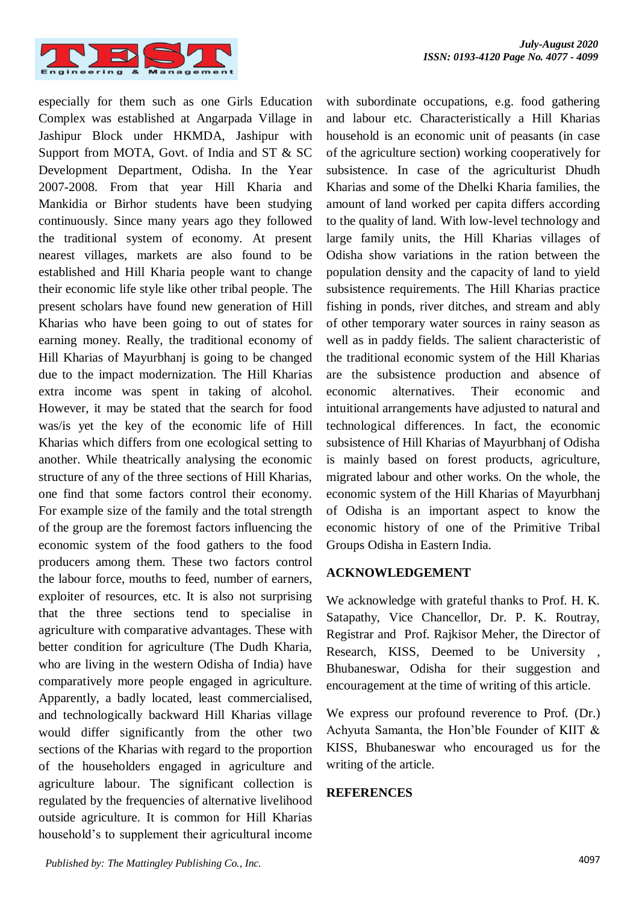especially for them such as one Girls Education Complex was established at Angarpada Village in Jashipur Block under HKMDA, Jashipur with Support from MOTA, Govt. of India and ST & SC Development Department, Odisha. In the Year 2007-2008. From that year Hill Kharia and Mankidia or Birhor students have been studying continuously. Since many years ago they followed the traditional system of economy. At present nearest villages, markets are also found to be established and Hill Kharia people want to change their economic life style like other tribal people. The present scholars have found new generation of Hill Kharias who have been going to out of states for earning money. Really, the traditional economy of Hill Kharias of Mayurbhanj is going to be changed due to the impact modernization. The Hill Kharias extra income was spent in taking of alcohol. However, it may be stated that the search for food was/is yet the key of the economic life of Hill Kharias which differs from one ecological setting to another. While theatrically analysing the economic structure of any of the three sections of Hill Kharias, one find that some factors control their economy. For example size of the family and the total strength of the group are the foremost factors influencing the economic system of the food gathers to the food producers among them. These two factors control the labour force, mouths to feed, number of earners, exploiter of resources, etc. It is also not surprising that the three sections tend to specialise in agriculture with comparative advantages. These with better condition for agriculture (The Dudh Kharia, who are living in the western Odisha of India) have comparatively more people engaged in agriculture. Apparently, a badly located, least commercialised, and technologically backward Hill Kharias village would differ significantly from the other two sections of the Kharias with regard to the proportion of the householders engaged in agriculture and agriculture labour. The significant collection is regulated by the frequencies of alternative livelihood outside agriculture. It is common for Hill Kharias household's to supplement their agricultural income with subordinate occupations, e.g. food gathering and labour etc. Characteristically a Hill Kharias household is an economic unit of peasants (in case of the agriculture section) working cooperatively for subsistence. In case of the agriculturist Dhudh Kharias and some of the Dhelki Kharia families, the amount of land worked per capita differs according to the quality of land. With low-level technology and large family units, the Hill Kharias villages of Odisha show variations in the ration between the population density and the capacity of land to yield subsistence requirements. The Hill Kharias practice fishing in ponds, river ditches, and stream and ably of other temporary water sources in rainy season as well as in paddy fields. The salient characteristic of the traditional economic system of the Hill Kharias are the subsistence production and absence of economic alternatives. Their economic and intuitional arrangements have adjusted to natural and technological differences. In fact, the economic subsistence of Hill Kharias of Mayurbhanj of Odisha is mainly based on forest products, agriculture, migrated labour and other works. On the whole, the economic system of the Hill Kharias of Mayurbhanj of Odisha is an important aspect to know the economic history of one of the Primitive Tribal Groups Odisha in Eastern India.

## ACKNOWLEDGEMENT

We acknowledge with grateful thanks to Prof. H. K. Satapathy, Vice Chancellor, Dr. P. K. Routray, Registrar and Prof. Rajkisor Meher, the Director of Research, KISS, Deemed to be University , Bhubaneswar, Odisha for their suggestion and encouragement at the time of writing of this article.

We express our profound reverence to Prof. (Dr.) Achyuta Samanta, the Hon'ble Founder of KIIT & KISS, Bhubaneswar who encouraged us for the writing of the article.

## REFERENCES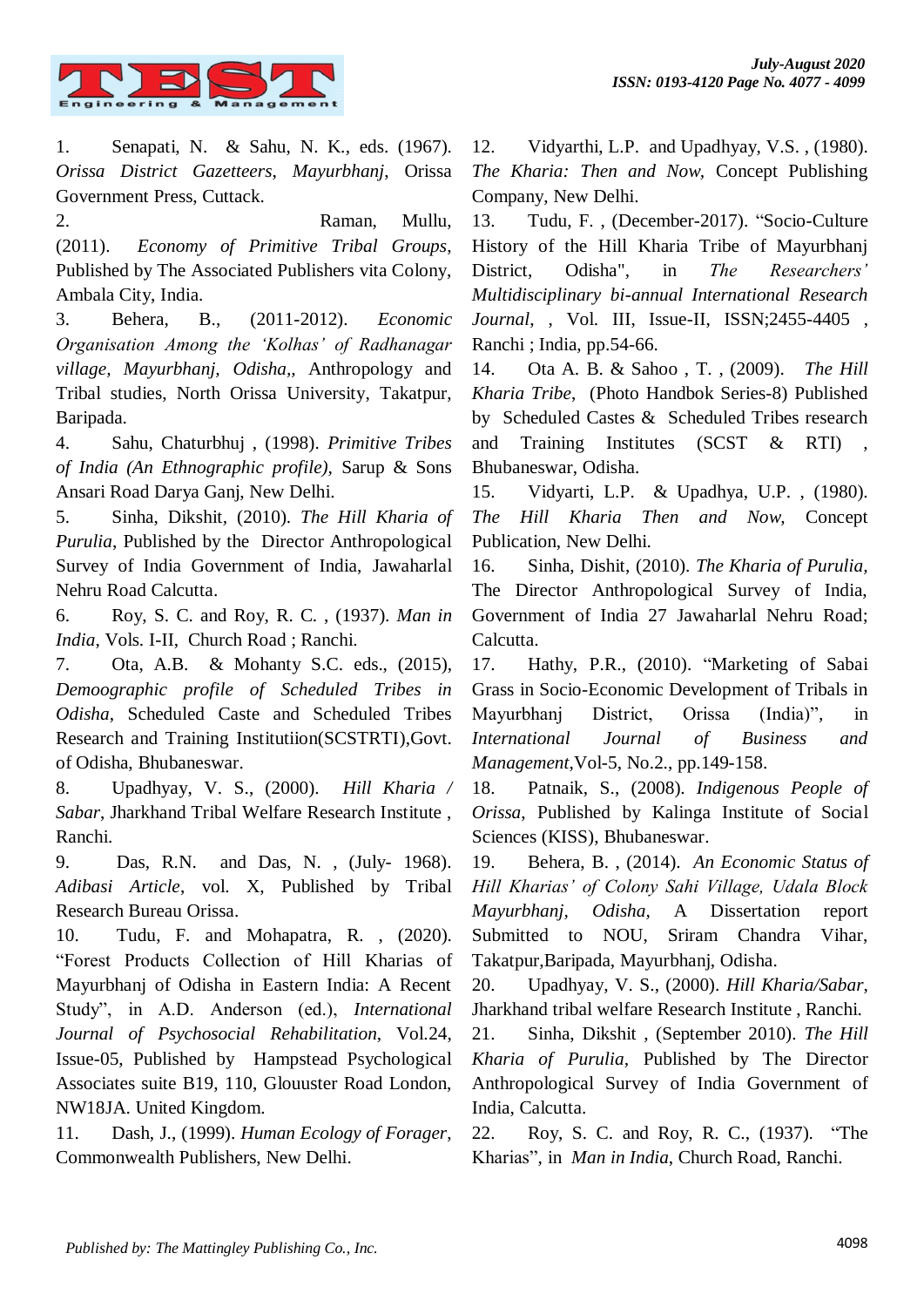1. Senapati, N. & Sahu, N. K., eds. (1967). *Orissa District Gazetteers, Mayurbhanj*, Orissa Government Press, Cuttack.
2. Raman, Mullu, (2011). *Economy of Primitive Tribal Groups*, Published by The Associated Publishers vita Colony, Ambala City, India.
3. Behera, B., (2011-2012). *Economic Organisation Among the 'Kolhas' of Radhanagar village, Mayurbhanj, Odisha,*, Anthropology and Tribal studies, North Orissa University, Takatpur, Baripada.
4. Sahu, Chaturbhuj , (1998). *Primitive Tribes of India (An Ethnographic profile),* Sarup & Sons Ansari Road Darya Ganj, New Delhi.
5. Sinha, Dikshit, (2010). *The Hill Kharia of Purulia*, Published by the Director Anthropological Survey of India Government of India, Jawaharlal Nehru Road Calcutta.
6. Roy, S. C. and Roy, R. C. , (1937). *Man in India*, Vols. I-II, Church Road ; Ranchi.
7. Ota, A.B. & Mohanty S.C. eds., (2015), *Demoographic profile of Scheduled Tribes in Odisha*, Scheduled Caste and Scheduled Tribes Research and Training Institutiion(SCSTRTI),Govt. of Odisha, Bhubaneswar.
8. Upadhyay, V. S., (2000). *Hill Kharia / Sabar*, Jharkhand Tribal Welfare Research Institute , Ranchi.
9. Das, R.N. and Das, N. , (July- 1968). *Adibasi Article*, vol. X, Published by Tribal Research Bureau Orissa.
10. Tudu, F. and Mohapatra, R. , (2020). "Forest Products Collection of Hill Kharias of Mayurbhanj of Odisha in Eastern India: A Recent Study", in A.D. Anderson (ed.), *International Journal of Psychosocial Rehabilitation*, Vol.24, Issue-05, Published by Hampstead Psychological Associates suite B19, 110, Glouuster Road London, NW18JA. United Kingdom.
11. Dash, J., (1999). *Human Ecology of Forager*, Commonwealth Publishers, New Delhi.
12. Vidyarthi, L.P. and Upadhyay, V.S. , (1980). *The Kharia: Then and Now*, Concept Publishing Company, New Delhi.
13. Tudu, F. , (December-2017). "Socio-Culture History of the Hill Kharia Tribe of Mayurbhanj District, Odisha", in *The Researchers' Multidisciplinary bi-annual International Research Journal*, , Vol. III, Issue-II, ISSN;2455-4405 , Ranchi ; India, pp.54-66.
14. Ota A. B. & Sahoo , T. , (2009). *The Hill Kharia Tribe*, (Photo Handbok Series-8) Published by Scheduled Castes & Scheduled Tribes research and Training Institutes (SCST & RTI) , Bhubaneswar, Odisha.
15. Vidyarti, L.P. & Upadhya, U.P. , (1980). *The Hill Kharia Then and Now*, Concept Publication, New Delhi.
16. Sinha, Dishit, (2010). *The Kharia of Purulia*, The Director Anthropological Survey of India, Government of India 27 Jawaharlal Nehru Road; Calcutta.
17. Hathy, P.R., (2010). "Marketing of Sabai Grass in Socio-Economic Development of Tribals in Mayurbhanj District, Orissa (India)", in *International Journal of Business and Management*,Vol-5, No.2., pp.149-158.
18. Patnaik, S., (2008). *Indigenous People of Orissa*, Published by Kalinga Institute of Social Sciences (KISS), Bhubaneswar.
19. Behera, B. , (2014). *An Economic Status of Hill Kharias' of Colony Sahi Village, Udala Block Mayurbhanj, Odisha*, A Dissertation report Submitted to NOU, Sriram Chandra Vihar, Takatpur,Baripada, Mayurbhanj, Odisha.
20. Upadhyay, V. S., (2000). *Hill Kharia/Sabar*, Jharkhand tribal welfare Research Institute , Ranchi.
21. Sinha, Dikshit , (September 2010). *The Hill Kharia of Purulia*, Published by The Director Anthropological Survey of India Government of India, Calcutta.
22. Roy, S. C. and Roy, R. C., (1937). "The Kharias", in *Man in India*, Church Road, Ranchi.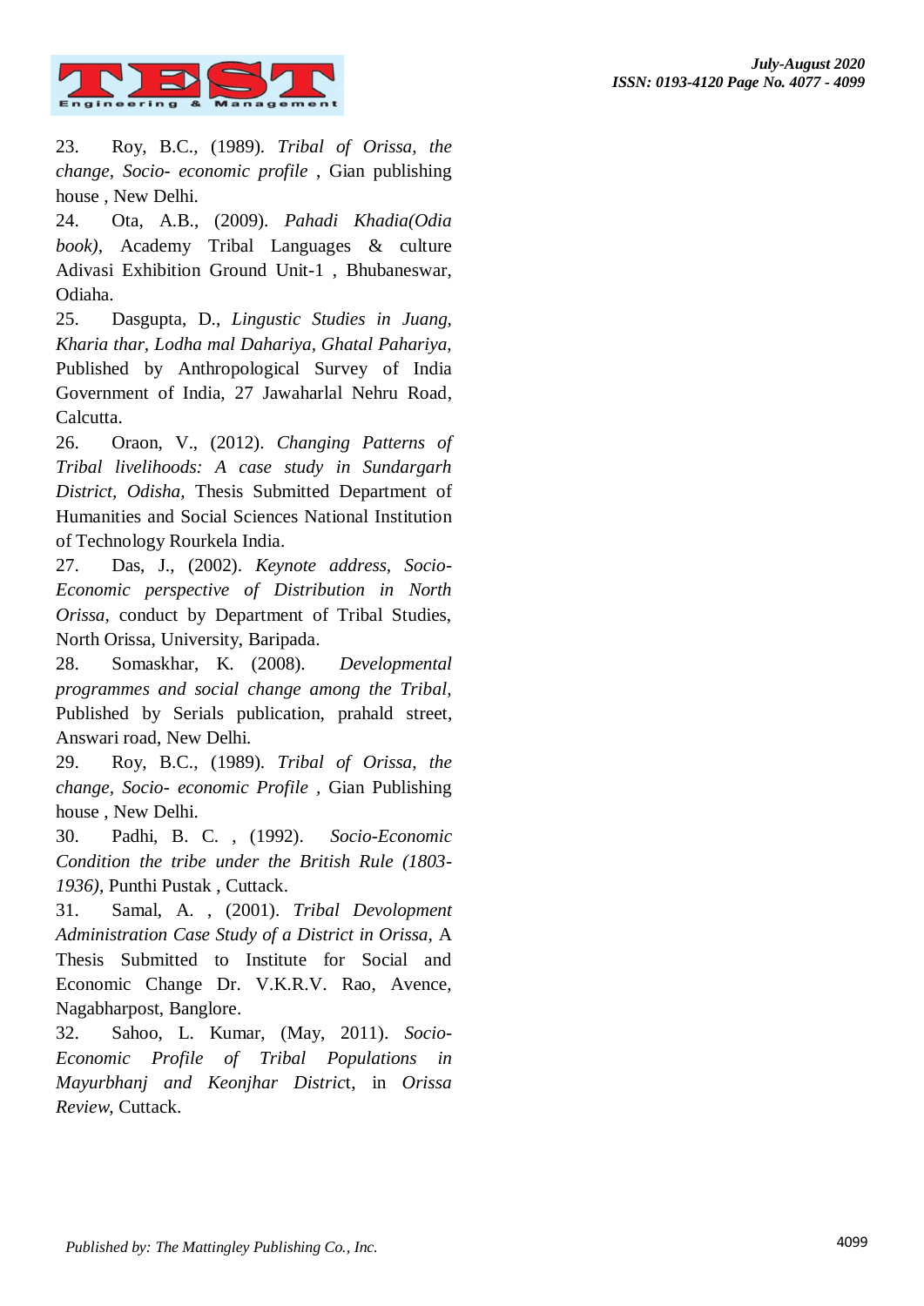23. Roy, B.C., (1989). *Tribal of Orissa, the change, Socio- economic profile* , Gian publishing house , New Delhi.

24. Ota, A.B., (2009). *Pahadi Khadia(Odia book)*, Academy Tribal Languages & culture Adivasi Exhibition Ground Unit-1 , Bhubaneswar, Odiaha.

25. Dasgupta, D., *Lingustic Studies in Juang, Kharia thar, Lodha mal Dahariya, Ghatal Pahariya*, Published by Anthropological Survey of India Government of India, 27 Jawaharlal Nehru Road, Calcutta.

26. Oraon, V., (2012). *Changing Patterns of Tribal livelihoods: A case study in Sundargarh District, Odisha*, Thesis Submitted Department of Humanities and Social Sciences National Institution of Technology Rourkela India.

27. Das, J., (2002). *Keynote address, Socio-Economic perspective of Distribution in North Orissa*, conduct by Department of Tribal Studies, North Orissa, University, Baripada.

28. Somaskhar, K. (2008). *Developmental programmes and social change among the Tribal*, Published by Serials publication, prahald street, Answari road, New Delhi.

29. Roy, B.C., (1989). *Tribal of Orissa, the change, Socio- economic Profile* , Gian Publishing house , New Delhi.

30. Padhi, B. C. , (1992). *Socio-Economic Condition the tribe under the British Rule (1803-1936)*, Punthi Pustak , Cuttack.

31. Samal, A. , (2001). *Tribal Devolopment Administration Case Study of a District in Orissa*, A Thesis Submitted to Institute for Social and Economic Change Dr. V.K.R.V. Rao, Avence, Nagabharpost, Banglore.

32. Sahoo, L. Kumar, (May, 2011). *Socio-Economic Profile of Tribal Populations in Mayurbhanj and Keonjhar Distric*t, in *Orissa Review*, Cuttack.